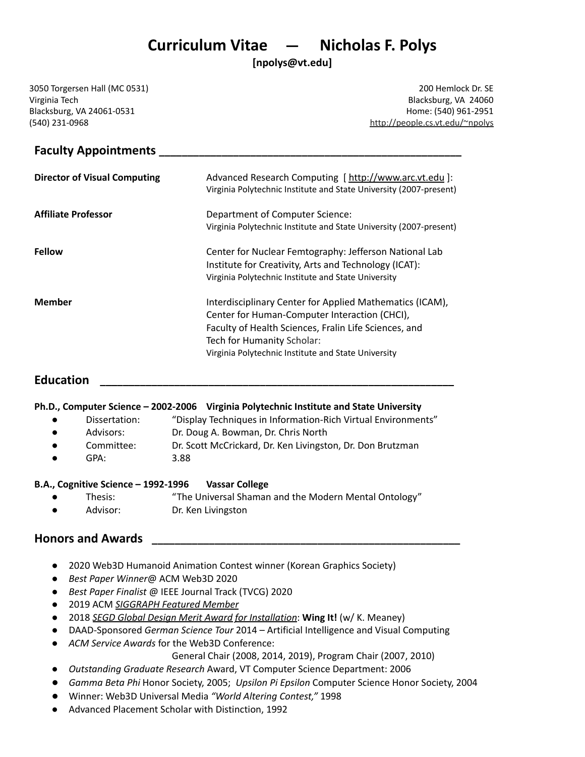# Curriculum Vitae — Nicholas F. Polys

**[npolys@vt.edu]**

3050 Torgersen Hall (MC 0531)
Virginia Tech
Blacksburg, VA 24061-0531
(540) 231-0968

200 Hemlock Dr. SE
Blacksburg, VA 24060
Home: (540) 961-2951
http://people.cs.vt.edu/~npolys

## Faculty Appointments

**Director of Visual Computing** — Advanced Research Computing [ http://www.arc.vt.edu ]:
Virginia Polytechnic Institute and State University (2007-present)

**Affiliate Professor** — Department of Computer Science:
Virginia Polytechnic Institute and State University (2007-present)

**Fellow** — Center for Nuclear Femtography: Jefferson National Lab
Institute for Creativity, Arts and Technology (ICAT):
Virginia Polytechnic Institute and State University

**Member** — Interdisciplinary Center for Applied Mathematics (ICAM),
Center for Human-Computer Interaction (CHCI),
Faculty of Health Sciences, Fralin Life Sciences, and
Tech for Humanity Scholar:
Virginia Polytechnic Institute and State University

## Education

**Ph.D., Computer Science – 2002-2006 Virginia Polytechnic Institute and State University**

- Dissertation: "Display Techniques in Information-Rich Virtual Environments"
- Advisors: Dr. Doug A. Bowman, Dr. Chris North
- Committee: Dr. Scott McCrickard, Dr. Ken Livingston, Dr. Don Brutzman
- GPA: 3.88

**B.A., Cognitive Science – 1992-1996 Vassar College**

- Thesis: "The Universal Shaman and the Modern Mental Ontology"
- Advisor: Dr. Ken Livingston

## Honors and Awards

- 2020 Web3D Humanoid Animation Contest winner (Korean Graphics Society)
- *Best Paper Winner*@ ACM Web3D 2020
- *Best Paper Finalist* @ IEEE Journal Track (TVCG) 2020
- 2019 ACM *SIGGRAPH Featured Member*
- 2018 *SEGD Global Design Merit Award for Installation*: **Wing It!** (w/ K. Meaney)
- DAAD-Sponsored *German Science Tour* 2014 – Artificial Intelligence and Visual Computing
- *ACM Service Awards* for the Web3D Conference:
  General Chair (2008, 2014, 2019), Program Chair (2007, 2010)
- *Outstanding Graduate Research* Award, VT Computer Science Department: 2006
- *Gamma Beta Phi* Honor Society, 2005; *Upsilon Pi Epsilon* Computer Science Honor Society, 2004
- Winner: Web3D Universal Media *"World Altering Contest,"* 1998
- Advanced Placement Scholar with Distinction, 1992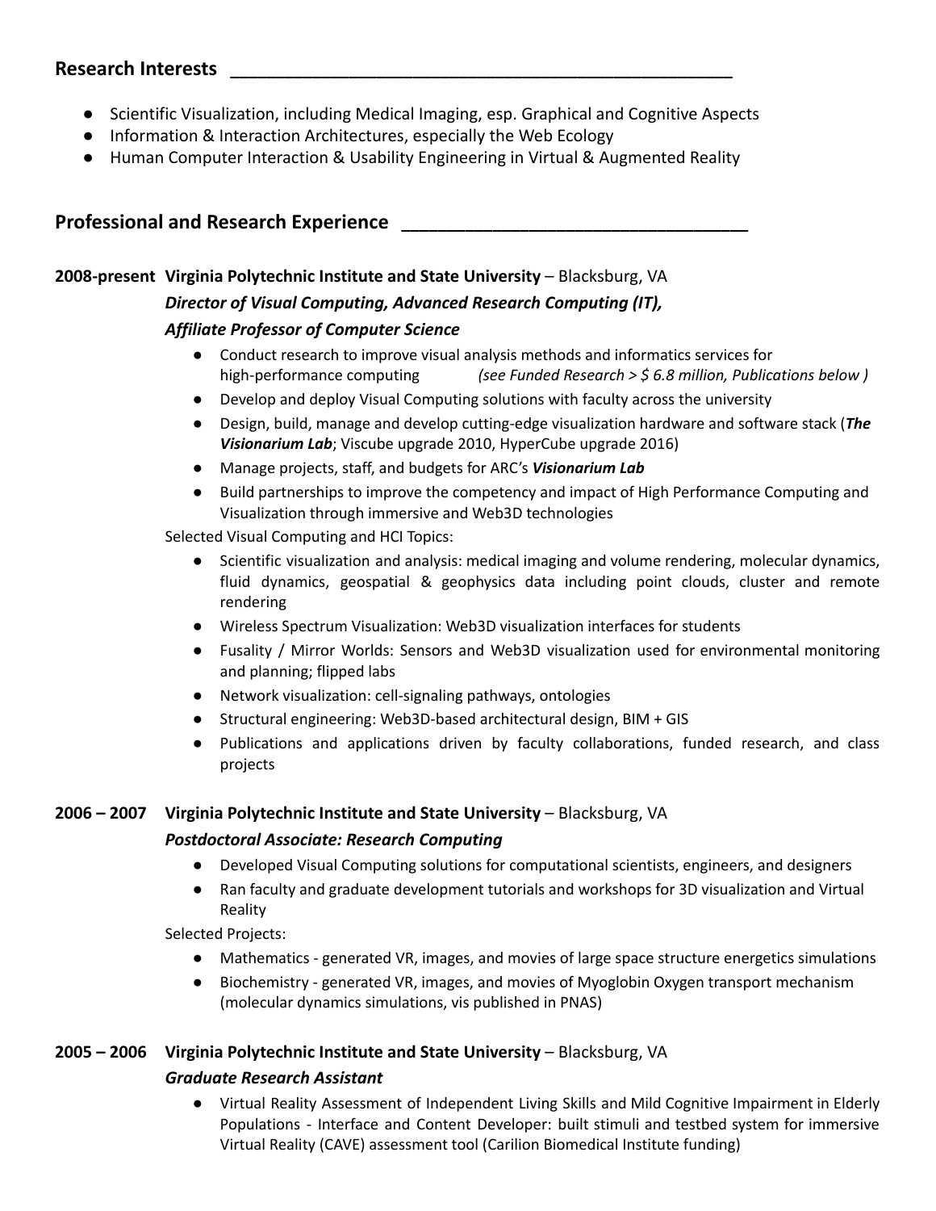## Research Interests

- Scientific Visualization, including Medical Imaging, esp. Graphical and Cognitive Aspects
- Information & Interaction Architectures, especially the Web Ecology
- Human Computer Interaction & Usability Engineering in Virtual & Augmented Reality

## Professional and Research Experience

**2008-present Virginia Polytechnic Institute and State University** – Blacksburg, VA

***Director of Visual Computing, Advanced Research Computing (IT),***
***Affiliate Professor of Computer Science***

- Conduct research to improve visual analysis methods and informatics services for high-performance computing *(see Funded Research > $ 6.8 million, Publications below )*
- Develop and deploy Visual Computing solutions with faculty across the university
- Design, build, manage and develop cutting-edge visualization hardware and software stack (***The Visionarium Lab***; Viscube upgrade 2010, HyperCube upgrade 2016)
- Manage projects, staff, and budgets for ARC's ***Visionarium Lab***
- Build partnerships to improve the competency and impact of High Performance Computing and Visualization through immersive and Web3D technologies

Selected Visual Computing and HCI Topics:

- Scientific visualization and analysis: medical imaging and volume rendering, molecular dynamics, fluid dynamics, geospatial & geophysics data including point clouds, cluster and remote rendering
- Wireless Spectrum Visualization: Web3D visualization interfaces for students
- Fusality / Mirror Worlds: Sensors and Web3D visualization used for environmental monitoring and planning; flipped labs
- Network visualization: cell-signaling pathways, ontologies
- Structural engineering: Web3D-based architectural design, BIM + GIS
- Publications and applications driven by faculty collaborations, funded research, and class projects

**2006 – 2007 Virginia Polytechnic Institute and State University** – Blacksburg, VA

***Postdoctoral Associate: Research Computing***

- Developed Visual Computing solutions for computational scientists, engineers, and designers
- Ran faculty and graduate development tutorials and workshops for 3D visualization and Virtual Reality

Selected Projects:

- Mathematics - generated VR, images, and movies of large space structure energetics simulations
- Biochemistry - generated VR, images, and movies of Myoglobin Oxygen transport mechanism (molecular dynamics simulations, vis published in PNAS)

**2005 – 2006 Virginia Polytechnic Institute and State University** – Blacksburg, VA

***Graduate Research Assistant***

- Virtual Reality Assessment of Independent Living Skills and Mild Cognitive Impairment in Elderly Populations - Interface and Content Developer: built stimuli and testbed system for immersive Virtual Reality (CAVE) assessment tool (Carilion Biomedical Institute funding)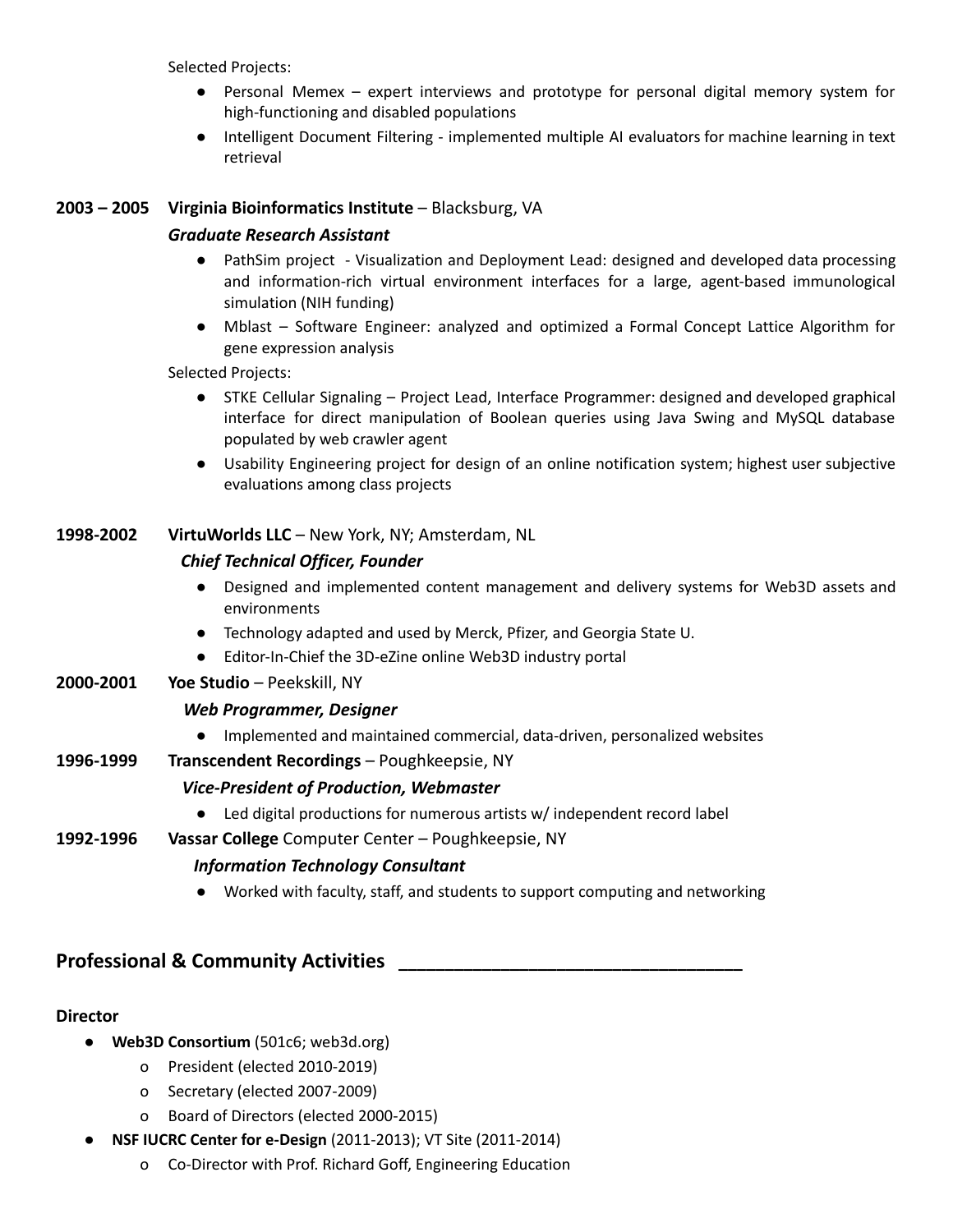Selected Projects:

- Personal Memex – expert interviews and prototype for personal digital memory system for high-functioning and disabled populations
- Intelligent Document Filtering - implemented multiple AI evaluators for machine learning in text retrieval

**2003 – 2005** **Virginia Bioinformatics Institute** – Blacksburg, VA

***Graduate Research Assistant***

- PathSim project - Visualization and Deployment Lead: designed and developed data processing and information-rich virtual environment interfaces for a large, agent-based immunological simulation (NIH funding)
- Mblast – Software Engineer: analyzed and optimized a Formal Concept Lattice Algorithm for gene expression analysis

Selected Projects:

- STKE Cellular Signaling – Project Lead, Interface Programmer: designed and developed graphical interface for direct manipulation of Boolean queries using Java Swing and MySQL database populated by web crawler agent
- Usability Engineering project for design of an online notification system; highest user subjective evaluations among class projects

**1998-2002** **VirtuWorlds LLC** – New York, NY; Amsterdam, NL

***Chief Technical Officer, Founder***

- Designed and implemented content management and delivery systems for Web3D assets and environments
- Technology adapted and used by Merck, Pfizer, and Georgia State U.
- Editor-In-Chief the 3D-eZine online Web3D industry portal

**2000-2001** **Yoe Studio** – Peekskill, NY

***Web Programmer, Designer***

- Implemented and maintained commercial, data-driven, personalized websites

**1996-1999** **Transcendent Recordings** – Poughkeepsie, NY

***Vice-President of Production, Webmaster***

- Led digital productions for numerous artists w/ independent record label

**1992-1996** **Vassar College** Computer Center – Poughkeepsie, NY

***Information Technology Consultant***

- Worked with faculty, staff, and students to support computing and networking

## Professional & Community Activities

**Director**

- **Web3D Consortium** (501c6; web3d.org)
  - President (elected 2010-2019)
  - Secretary (elected 2007-2009)
  - Board of Directors (elected 2000-2015)
- **NSF IUCRC Center for e-Design** (2011-2013); VT Site (2011-2014)
  - Co-Director with Prof. Richard Goff, Engineering Education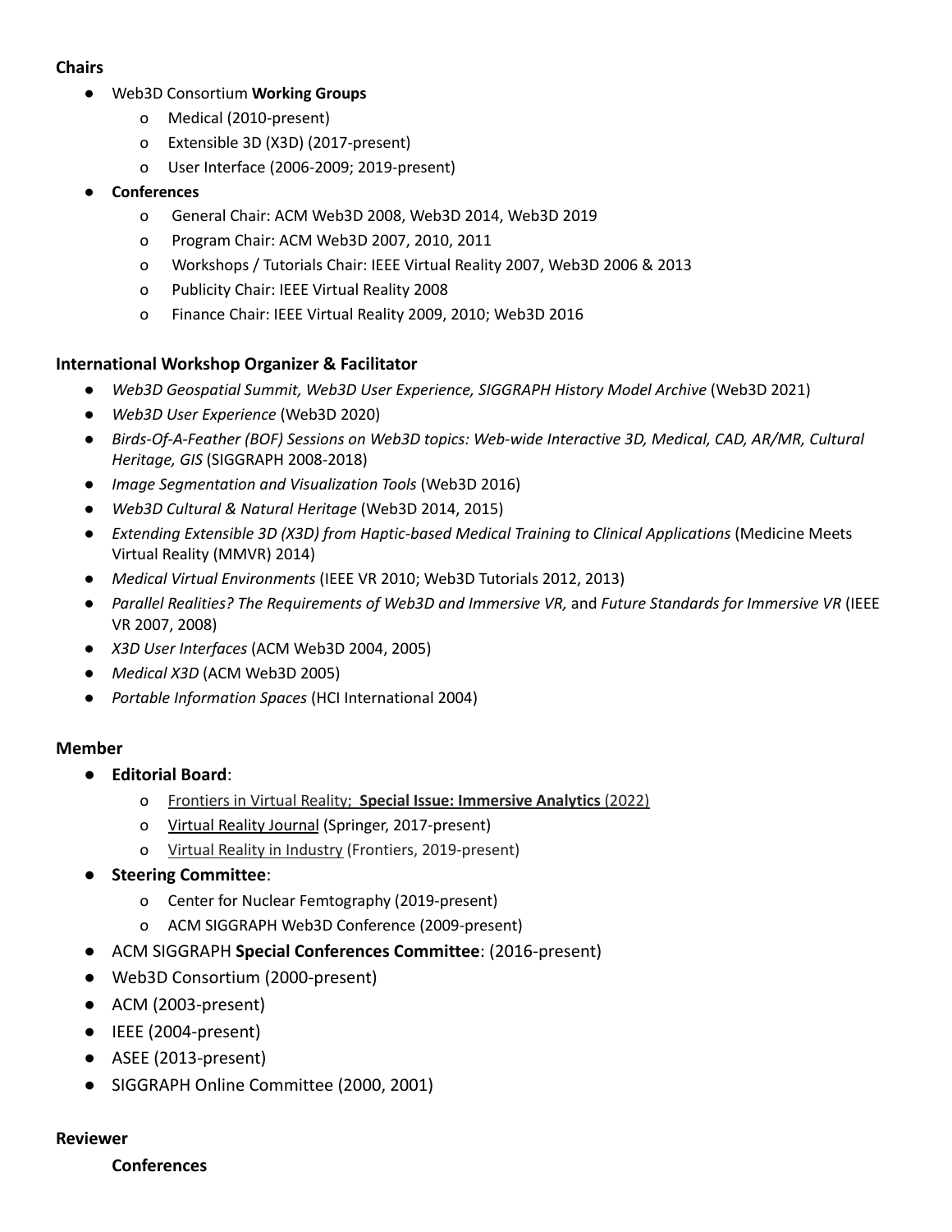**Chairs**

- Web3D Consortium **Working Groups**
  - Medical (2010-present)
  - Extensible 3D (X3D) (2017-present)
  - User Interface (2006-2009; 2019-present)
- **Conferences**
  - General Chair: ACM Web3D 2008, Web3D 2014, Web3D 2019
  - Program Chair: ACM Web3D 2007, 2010, 2011
  - Workshops / Tutorials Chair: IEEE Virtual Reality 2007, Web3D 2006 & 2013
  - Publicity Chair: IEEE Virtual Reality 2008
  - Finance Chair: IEEE Virtual Reality 2009, 2010; Web3D 2016

**International Workshop Organizer & Facilitator**

- *Web3D Geospatial Summit, Web3D User Experience, SIGGRAPH History Model Archive* (Web3D 2021)
- *Web3D User Experience* (Web3D 2020)
- *Birds-Of-A-Feather (BOF) Sessions on Web3D topics: Web-wide Interactive 3D, Medical, CAD, AR/MR, Cultural Heritage, GIS* (SIGGRAPH 2008-2018)
- *Image Segmentation and Visualization Tools* (Web3D 2016)
- *Web3D Cultural & Natural Heritage* (Web3D 2014, 2015)
- *Extending Extensible 3D (X3D) from Haptic-based Medical Training to Clinical Applications* (Medicine Meets Virtual Reality (MMVR) 2014)
- *Medical Virtual Environments* (IEEE VR 2010; Web3D Tutorials 2012, 2013)
- *Parallel Realities? The Requirements of Web3D and Immersive VR,* and *Future Standards for Immersive VR* (IEEE VR 2007, 2008)
- *X3D User Interfaces* (ACM Web3D 2004, 2005)
- *Medical X3D* (ACM Web3D 2005)
- *Portable Information Spaces* (HCI International 2004)

**Member**

- **Editorial Board**:
  - Frontiers in Virtual Reality; **Special Issue: Immersive Analytics** (2022)
  - Virtual Reality Journal (Springer, 2017-present)
  - Virtual Reality in Industry (Frontiers, 2019-present)
- **Steering Committee**:
  - Center for Nuclear Femtography (2019-present)
  - ACM SIGGRAPH Web3D Conference (2009-present)
- ACM SIGGRAPH **Special Conferences Committee**: (2016-present)
- Web3D Consortium (2000-present)
- ACM (2003-present)
- IEEE (2004-present)
- ASEE (2013-present)
- SIGGRAPH Online Committee (2000, 2001)

**Reviewer**

**Conferences**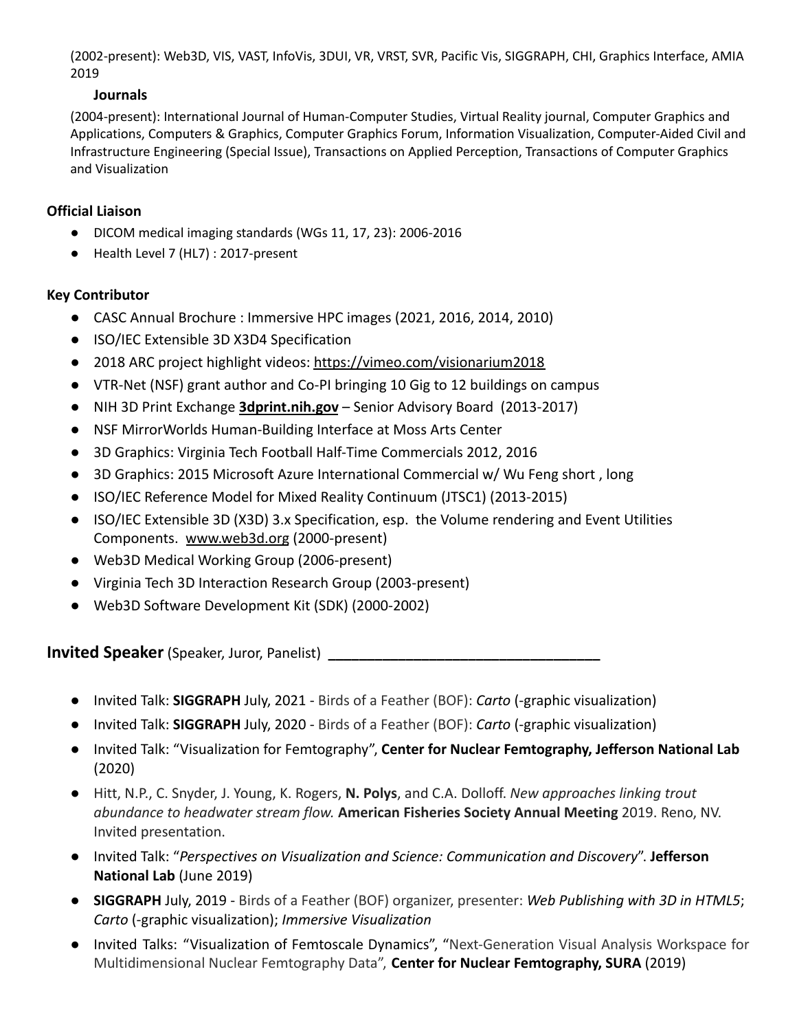(2002-present): Web3D, VIS, VAST, InfoVis, 3DUI, VR, VRST, SVR, Pacific Vis, SIGGRAPH, CHI, Graphics Interface, AMIA 2019

**Journals**

(2004-present): International Journal of Human-Computer Studies, Virtual Reality journal, Computer Graphics and Applications, Computers & Graphics, Computer Graphics Forum, Information Visualization, Computer-Aided Civil and Infrastructure Engineering (Special Issue), Transactions on Applied Perception, Transactions of Computer Graphics and Visualization

**Official Liaison**

- DICOM medical imaging standards (WGs 11, 17, 23): 2006-2016
- Health Level 7 (HL7) : 2017-present

**Key Contributor**

- CASC Annual Brochure : Immersive HPC images (2021, 2016, 2014, 2010)
- ISO/IEC Extensible 3D X3D4 Specification
- 2018 ARC project highlight videos: https://vimeo.com/visionarium2018
- VTR-Net (NSF) grant author and Co-PI bringing 10 Gig to 12 buildings on campus
- NIH 3D Print Exchange **3dprint.nih.gov** – Senior Advisory Board (2013-2017)
- NSF MirrorWorlds Human-Building Interface at Moss Arts Center
- 3D Graphics: Virginia Tech Football Half-Time Commercials 2012, 2016
- 3D Graphics: 2015 Microsoft Azure International Commercial w/ Wu Feng short , long
- ISO/IEC Reference Model for Mixed Reality Continuum (JTSC1) (2013-2015)
- ISO/IEC Extensible 3D (X3D) 3.x Specification, esp. the Volume rendering and Event Utilities Components. www.web3d.org (2000-present)
- Web3D Medical Working Group (2006-present)
- Virginia Tech 3D Interaction Research Group (2003-present)
- Web3D Software Development Kit (SDK) (2000-2002)

## **Invited Speaker** (Speaker, Juror, Panelist)

- Invited Talk: **SIGGRAPH** July, 2021 - Birds of a Feather (BOF): *Carto* (-graphic visualization)
- Invited Talk: **SIGGRAPH** July, 2020 - Birds of a Feather (BOF): *Carto* (-graphic visualization)
- Invited Talk: "Visualization for Femtography", **Center for Nuclear Femtography, Jefferson National Lab** (2020)
- Hitt, N.P., C. Snyder, J. Young, K. Rogers, **N. Polys**, and C.A. Dolloff. *New approaches linking trout abundance to headwater stream flow.* **American Fisheries Society Annual Meeting** 2019. Reno, NV. Invited presentation.
- Invited Talk: "*Perspectives on Visualization and Science: Communication and Discovery*". **Jefferson National Lab** (June 2019)
- **SIGGRAPH** July, 2019 - Birds of a Feather (BOF) organizer, presenter: *Web Publishing with 3D in HTML5*; *Carto* (-graphic visualization); *Immersive Visualization*
- Invited Talks: "Visualization of Femtoscale Dynamics", "Next-Generation Visual Analysis Workspace for Multidimensional Nuclear Femtography Data", **Center for Nuclear Femtography, SURA** (2019)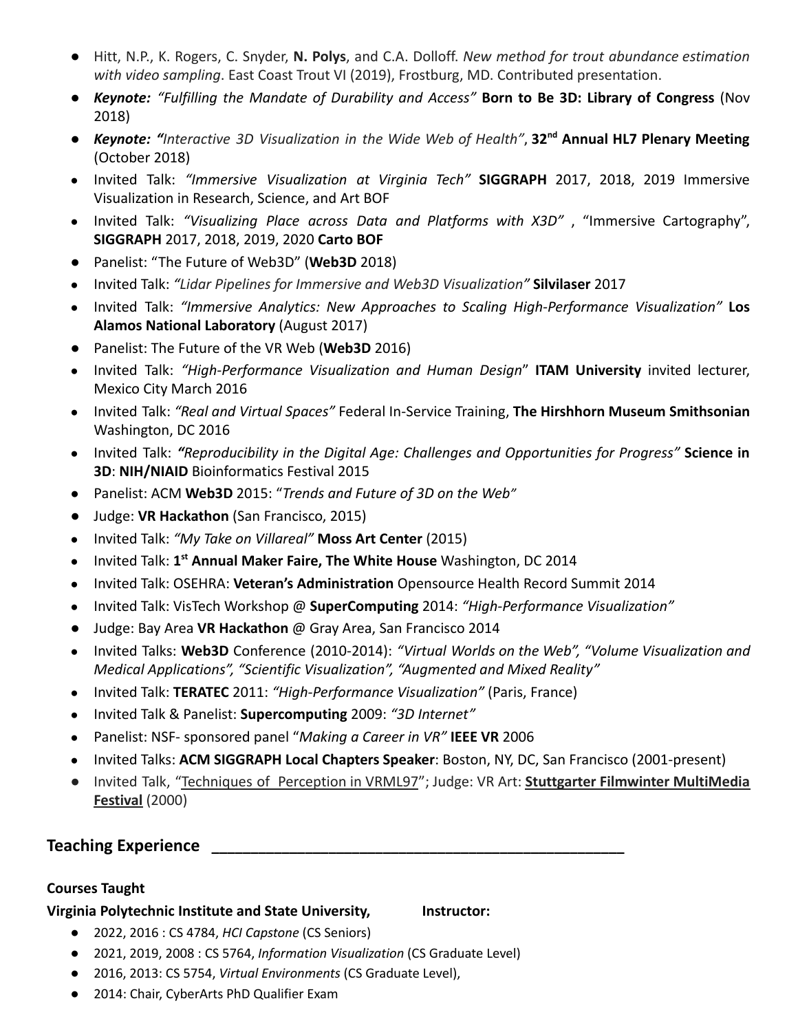- Hitt, N.P., K. Rogers, C. Snyder, **N. Polys**, and C.A. Dolloff. *New method for trout abundance estimation with video sampling*. East Coast Trout VI (2019), Frostburg, MD. Contributed presentation.
- ***Keynote:*** *"Fulfilling the Mandate of Durability and Access"* **Born to Be 3D: Library of Congress** (Nov 2018)
- ***Keynote: "****Interactive 3D Visualization in the Wide Web of Health"*, **32nd Annual HL7 Plenary Meeting** (October 2018)
- Invited Talk: *"Immersive Visualization at Virginia Tech"* **SIGGRAPH** 2017, 2018, 2019 Immersive Visualization in Research, Science, and Art BOF
- Invited Talk: *"Visualizing Place across Data and Platforms with X3D"* , "Immersive Cartography", **SIGGRAPH** 2017, 2018, 2019, 2020 **Carto BOF**
- Panelist: "The Future of Web3D" (**Web3D** 2018)
- Invited Talk: *"Lidar Pipelines for Immersive and Web3D Visualization"* **Silvilaser** 2017
- Invited Talk: *"Immersive Analytics: New Approaches to Scaling High-Performance Visualization"* **Los Alamos National Laboratory** (August 2017)
- Panelist: The Future of the VR Web (**Web3D** 2016)
- Invited Talk: *"High-Performance Visualization and Human Design*" **ITAM University** invited lecturer, Mexico City March 2016
- Invited Talk: *"Real and Virtual Spaces"* Federal In-Service Training, **The Hirshhorn Museum Smithsonian** Washington, DC 2016
- Invited Talk: ***"****Reproducibility in the Digital Age: Challenges and Opportunities for Progress"* **Science in 3D**: **NIH/NIAID** Bioinformatics Festival 2015
- Panelist: ACM **Web3D** 2015: "*Trends and Future of 3D on the Web"*
- Judge: **VR Hackathon** (San Francisco, 2015)
- Invited Talk: *"My Take on Villareal"* **Moss Art Center** (2015)
- Invited Talk: **1st Annual Maker Faire, The White House** Washington, DC 2014
- Invited Talk: OSEHRA: **Veteran's Administration** Opensource Health Record Summit 2014
- Invited Talk: VisTech Workshop @ **SuperComputing** 2014: *"High-Performance Visualization"*
- Judge: Bay Area **VR Hackathon** @ Gray Area, San Francisco 2014
- Invited Talks: **Web3D** Conference (2010-2014): *"Virtual Worlds on the Web", "Volume Visualization and Medical Applications", "Scientific Visualization", "Augmented and Mixed Reality"*
- Invited Talk: **TERATEC** 2011: *"High-Performance Visualization"* (Paris, France)
- Invited Talk & Panelist: **Supercomputing** 2009: *"3D Internet"*
- Panelist: NSF- sponsored panel "*Making a Career in VR"* **IEEE VR** 2006
- Invited Talks: **ACM SIGGRAPH Local Chapters Speaker**: Boston, NY, DC, San Francisco (2001-present)
- Invited Talk, "Techniques of Perception in VRML97"; Judge: VR Art: **Stuttgarter Filmwinter MultiMedia Festival** (2000)

## Teaching Experience

**Courses Taught**

**Virginia Polytechnic Institute and State University, Instructor:**

- 2022, 2016 : CS 4784, *HCI Capstone* (CS Seniors)
- 2021, 2019, 2008 : CS 5764, *Information Visualization* (CS Graduate Level)
- 2016, 2013: CS 5754, *Virtual Environments* (CS Graduate Level),
- 2014: Chair, CyberArts PhD Qualifier Exam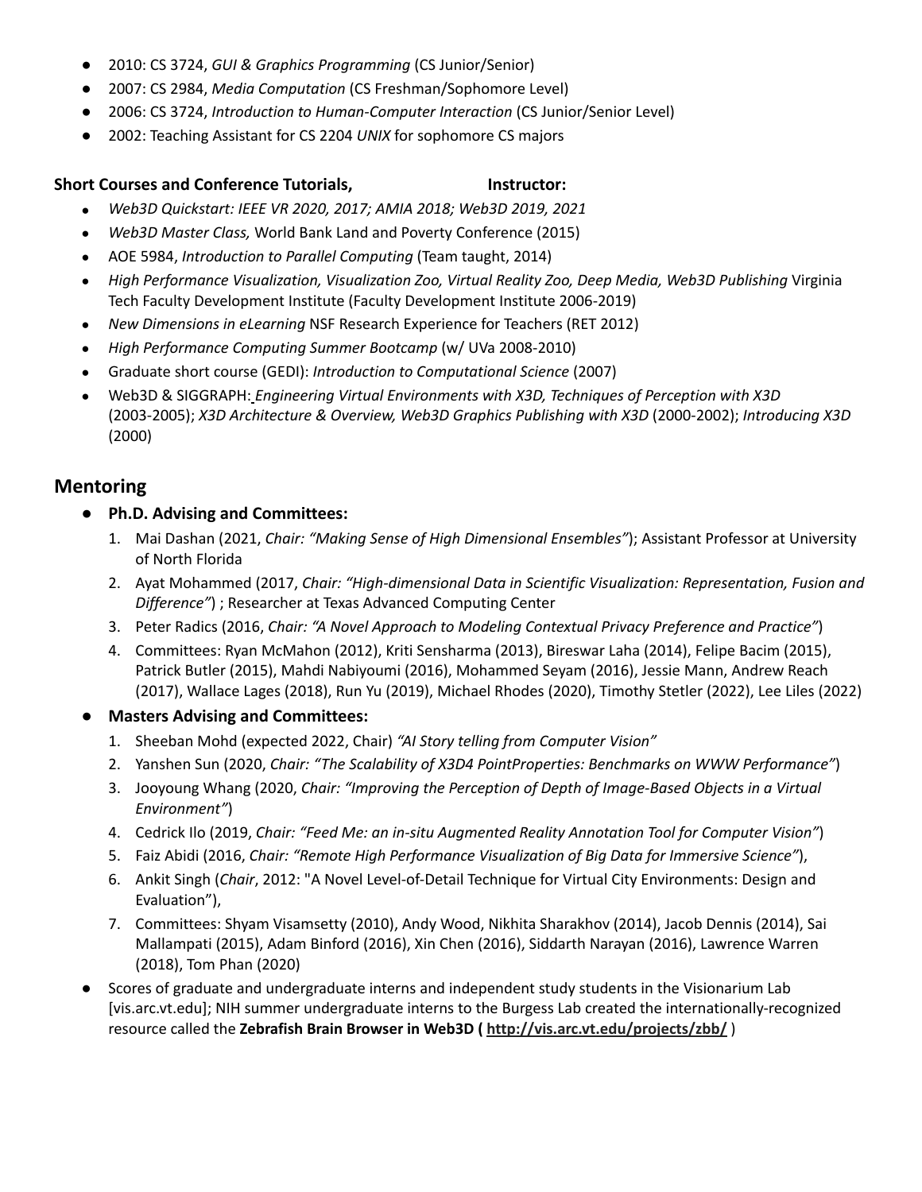- 2010: CS 3724, *GUI & Graphics Programming* (CS Junior/Senior)
- 2007: CS 2984, *Media Computation* (CS Freshman/Sophomore Level)
- 2006: CS 3724, *Introduction to Human-Computer Interaction* (CS Junior/Senior Level)
- 2002: Teaching Assistant for CS 2204 *UNIX* for sophomore CS majors

**Short Courses and Conference Tutorials, Instructor:**

- *Web3D Quickstart: IEEE VR 2020, 2017; AMIA 2018; Web3D 2019, 2021*
- *Web3D Master Class,* World Bank Land and Poverty Conference (2015)
- AOE 5984, *Introduction to Parallel Computing* (Team taught, 2014)
- *High Performance Visualization, Visualization Zoo, Virtual Reality Zoo, Deep Media, Web3D Publishing* Virginia Tech Faculty Development Institute (Faculty Development Institute 2006-2019)
- *New Dimensions in eLearning* NSF Research Experience for Teachers (RET 2012)
- *High Performance Computing Summer Bootcamp* (w/ UVa 2008-2010)
- Graduate short course (GEDI): *Introduction to Computational Science* (2007)
- Web3D & SIGGRAPH: *Engineering Virtual Environments with X3D, Techniques of Perception with X3D* (2003-2005); *X3D Architecture & Overview, Web3D Graphics Publishing with X3D* (2000-2002); *Introducing X3D* (2000)

## Mentoring

- **Ph.D. Advising and Committees:**
  1. Mai Dashan (2021, *Chair: "Making Sense of High Dimensional Ensembles"*); Assistant Professor at University of North Florida
  2. Ayat Mohammed (2017, *Chair: "High-dimensional Data in Scientific Visualization: Representation, Fusion and Difference"*) ; Researcher at Texas Advanced Computing Center
  3. Peter Radics (2016, *Chair: "A Novel Approach to Modeling Contextual Privacy Preference and Practice"*)
  4. Committees: Ryan McMahon (2012), Kriti Sensharma (2013), Bireswar Laha (2014), Felipe Bacim (2015), Patrick Butler (2015), Mahdi Nabiyoumi (2016), Mohammed Seyam (2016), Jessie Mann, Andrew Reach (2017), Wallace Lages (2018), Run Yu (2019), Michael Rhodes (2020), Timothy Stetler (2022), Lee Liles (2022)
- **Masters Advising and Committees:**
  1. Sheeban Mohd (expected 2022, Chair) *"AI Story telling from Computer Vision"*
  2. Yanshen Sun (2020, *Chair: "The Scalability of X3D4 PointProperties: Benchmarks on WWW Performance"*)
  3. Jooyoung Whang (2020, *Chair: "Improving the Perception of Depth of Image-Based Objects in a Virtual Environment"*)
  4. Cedrick Ilo (2019, *Chair: "Feed Me: an in-situ Augmented Reality Annotation Tool for Computer Vision"*)
  5. Faiz Abidi (2016, *Chair: "Remote High Performance Visualization of Big Data for Immersive Science"*),
  6. Ankit Singh (*Chair*, 2012: "A Novel Level-of-Detail Technique for Virtual City Environments: Design and Evaluation"),
  7. Committees: Shyam Visamsetty (2010), Andy Wood, Nikhita Sharakhov (2014), Jacob Dennis (2014), Sai Mallampati (2015), Adam Binford (2016), Xin Chen (2016), Siddarth Narayan (2016), Lawrence Warren (2018), Tom Phan (2020)
- Scores of graduate and undergraduate interns and independent study students in the Visionarium Lab [vis.arc.vt.edu]; NIH summer undergraduate interns to the Burgess Lab created the internationally-recognized resource called the **Zebrafish Brain Browser in Web3D ( http://vis.arc.vt.edu/projects/zbb/ )**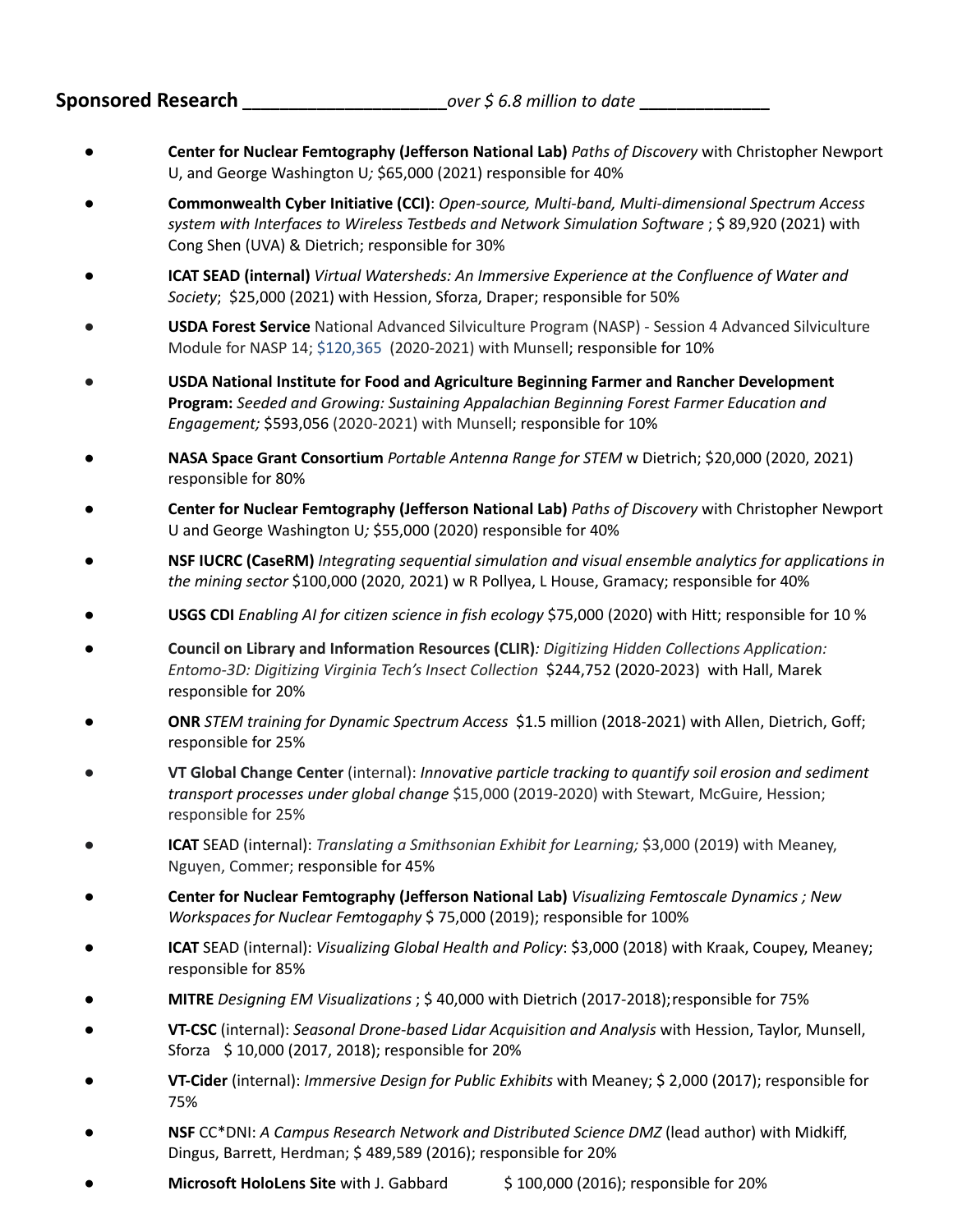**Sponsored Research** _____________________*over $ 6.8 million to date* ______________

- **Center for Nuclear Femtography (Jefferson National Lab)** *Paths of Discovery* with Christopher Newport U, and George Washington U*;* $65,000 (2021) responsible for 40%
- **Commonwealth Cyber Initiative (CCI)**: *Open-source, Multi-band, Multi-dimensional Spectrum Access system with Interfaces to Wireless Testbeds and Network Simulation Software* ; $ 89,920 (2021) with Cong Shen (UVA) & Dietrich; responsible for 30%
- **ICAT SEAD (internal)** *Virtual Watersheds: An Immersive Experience at the Confluence of Water and Society*; $25,000 (2021) with Hession, Sforza, Draper; responsible for 50%
- **USDA Forest Service** National Advanced Silviculture Program (NASP) - Session 4 Advanced Silviculture Module for NASP 14; $120,365 (2020-2021) with Munsell; responsible for 10%
- **USDA National Institute for Food and Agriculture Beginning Farmer and Rancher Development Program:** *Seeded and Growing: Sustaining Appalachian Beginning Forest Farmer Education and Engagement;* $593,056 (2020-2021) with Munsell; responsible for 10%
- **NASA Space Grant Consortium** *Portable Antenna Range for STEM* w Dietrich; $20,000 (2020, 2021) responsible for 80%
- **Center for Nuclear Femtography (Jefferson National Lab)** *Paths of Discovery* with Christopher Newport U and George Washington U*;* $55,000 (2020) responsible for 40%
- **NSF IUCRC (CaseRM)** *Integrating sequential simulation and visual ensemble analytics for applications in the mining sector* $100,000 (2020, 2021) w R Pollyea, L House, Gramacy; responsible for 40%
- **USGS CDI** *Enabling AI for citizen science in fish ecology* $75,000 (2020) with Hitt; responsible for 10 %
- **Council on Library and Information Resources (CLIR)***: Digitizing Hidden Collections Application: Entomo-3D: Digitizing Virginia Tech's Insect Collection* $244,752 (2020-2023) with Hall, Marek responsible for 20%
- **ONR** *STEM training for Dynamic Spectrum Access* $1.5 million (2018-2021) with Allen, Dietrich, Goff; responsible for 25%
- **VT Global Change Center** (internal): *Innovative particle tracking to quantify soil erosion and sediment transport processes under global change* $15,000 (2019-2020) with Stewart, McGuire, Hession; responsible for 25%
- **ICAT** SEAD (internal): *Translating a Smithsonian Exhibit for Learning;* $3,000 (2019) with Meaney, Nguyen, Commer; responsible for 45%
- **Center for Nuclear Femtography (Jefferson National Lab)** *Visualizing Femtoscale Dynamics ; New Workspaces for Nuclear Femtogaphy* $ 75,000 (2019); responsible for 100%
- **ICAT** SEAD (internal): *Visualizing Global Health and Policy*: $3,000 (2018) with Kraak, Coupey, Meaney; responsible for 85%
- **MITRE** *Designing EM Visualizations* ; $ 40,000 with Dietrich (2017-2018);responsible for 75%
- **VT-CSC** (internal): *Seasonal Drone-based Lidar Acquisition and Analysis* with Hession, Taylor, Munsell, Sforza $ 10,000 (2017, 2018); responsible for 20%
- **VT-Cider** (internal): *Immersive Design for Public Exhibits* with Meaney; $ 2,000 (2017); responsible for 75%
- **NSF** CC*DNI: *A Campus Research Network and Distributed Science DMZ* (lead author) with Midkiff, Dingus, Barrett, Herdman; $ 489,589 (2016); responsible for 20%
- **Microsoft HoloLens Site** with J. Gabbard $ 100,000 (2016); responsible for 20%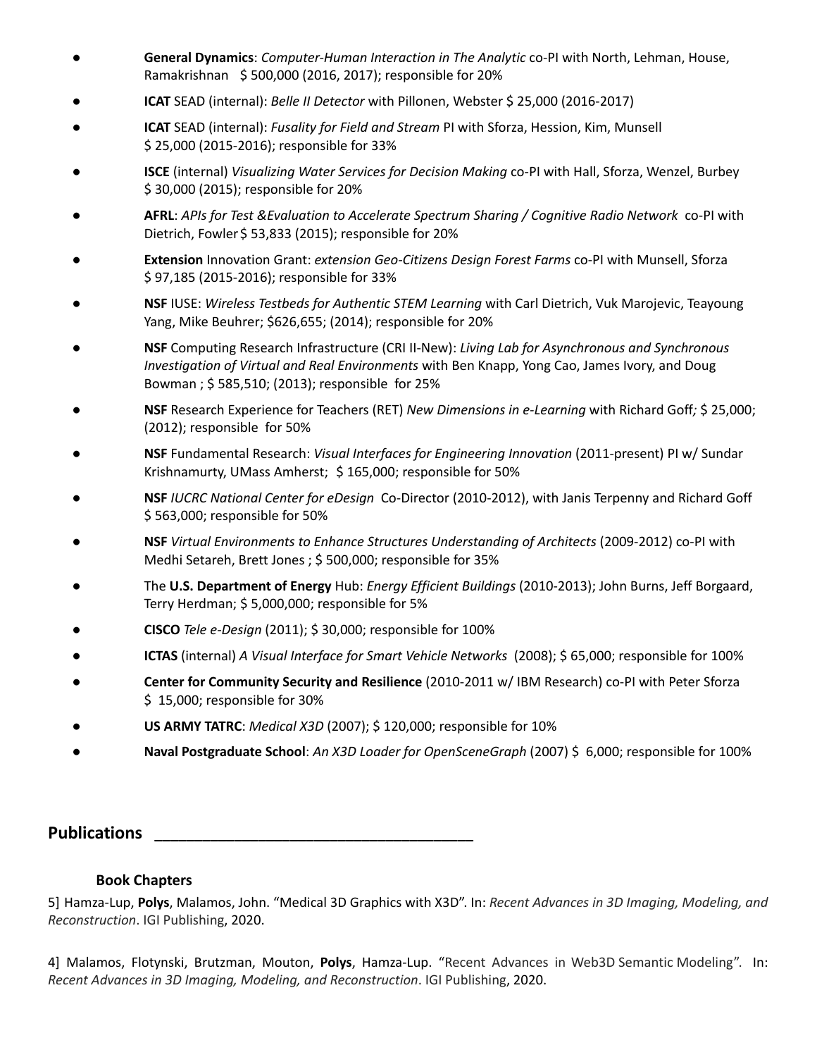- **General Dynamics**: *Computer-Human Interaction in The Analytic* co-PI with North, Lehman, House, Ramakrishnan $ 500,000 (2016, 2017); responsible for 20%
- **ICAT** SEAD (internal): *Belle II Detector* with Pillonen, Webster $ 25,000 (2016-2017)
- **ICAT** SEAD (internal): *Fusality for Field and Stream* PI with Sforza, Hession, Kim, Munsell $ 25,000 (2015-2016); responsible for 33%
- **ISCE** (internal) *Visualizing Water Services for Decision Making* co-PI with Hall, Sforza, Wenzel, Burbey $ 30,000 (2015); responsible for 20%
- **AFRL**: *APIs for Test &Evaluation to Accelerate Spectrum Sharing / Cognitive Radio Network* co-PI with Dietrich, Fowler $ 53,833 (2015); responsible for 20%
- **Extension** Innovation Grant: *extension Geo-Citizens Design Forest Farms* co-PI with Munsell, Sforza $ 97,185 (2015-2016); responsible for 33%
- **NSF** IUSE: *Wireless Testbeds for Authentic STEM Learning* with Carl Dietrich, Vuk Marojevic, Teayoung Yang, Mike Beuhrer; $626,655; (2014); responsible for 20%
- **NSF** Computing Research Infrastructure (CRI II-New): *Living Lab for Asynchronous and Synchronous Investigation of Virtual and Real Environments* with Ben Knapp, Yong Cao, James Ivory, and Doug Bowman ; $ 585,510; (2013); responsible for 25%
- **NSF** Research Experience for Teachers (RET) *New Dimensions in e-Learning* with Richard Goff*;* $ 25,000; (2012); responsible for 50%
- **NSF** Fundamental Research: *Visual Interfaces for Engineering Innovation* (2011-present) PI w/ Sundar Krishnamurty, UMass Amherst; $ 165,000; responsible for 50%
- **NSF** *IUCRC National Center for eDesign* Co-Director (2010-2012), with Janis Terpenny and Richard Goff $ 563,000; responsible for 50%
- **NSF** *Virtual Environments to Enhance Structures Understanding of Architects* (2009-2012) co-PI with Medhi Setareh, Brett Jones ; $ 500,000; responsible for 35%
- The **U.S. Department of Energy** Hub: *Energy Efficient Buildings* (2010-2013); John Burns, Jeff Borgaard, Terry Herdman; $ 5,000,000; responsible for 5%
- **CISCO** *Tele e-Design* (2011); $ 30,000; responsible for 100%
- **ICTAS** (internal) *A Visual Interface for Smart Vehicle Networks* (2008); $ 65,000; responsible for 100%
- **Center for Community Security and Resilience** (2010-2011 w/ IBM Research) co-PI with Peter Sforza $ 15,000; responsible for 30%
- **US ARMY TATRC**: *Medical X3D* (2007); $ 120,000; responsible for 10%
- **Naval Postgraduate School**: *An X3D Loader for OpenSceneGraph* (2007) $ 6,000; responsible for 100%

## Publications

### Book Chapters

5] Hamza-Lup, **Polys**, Malamos, John. "Medical 3D Graphics with X3D". In: *Recent Advances in 3D Imaging, Modeling, and Reconstruction*. IGI Publishing, 2020.

4] Malamos, Flotynski, Brutzman, Mouton, **Polys**, Hamza-Lup. "Recent Advances in Web3D Semantic Modeling". In: *Recent Advances in 3D Imaging, Modeling, and Reconstruction*. IGI Publishing, 2020.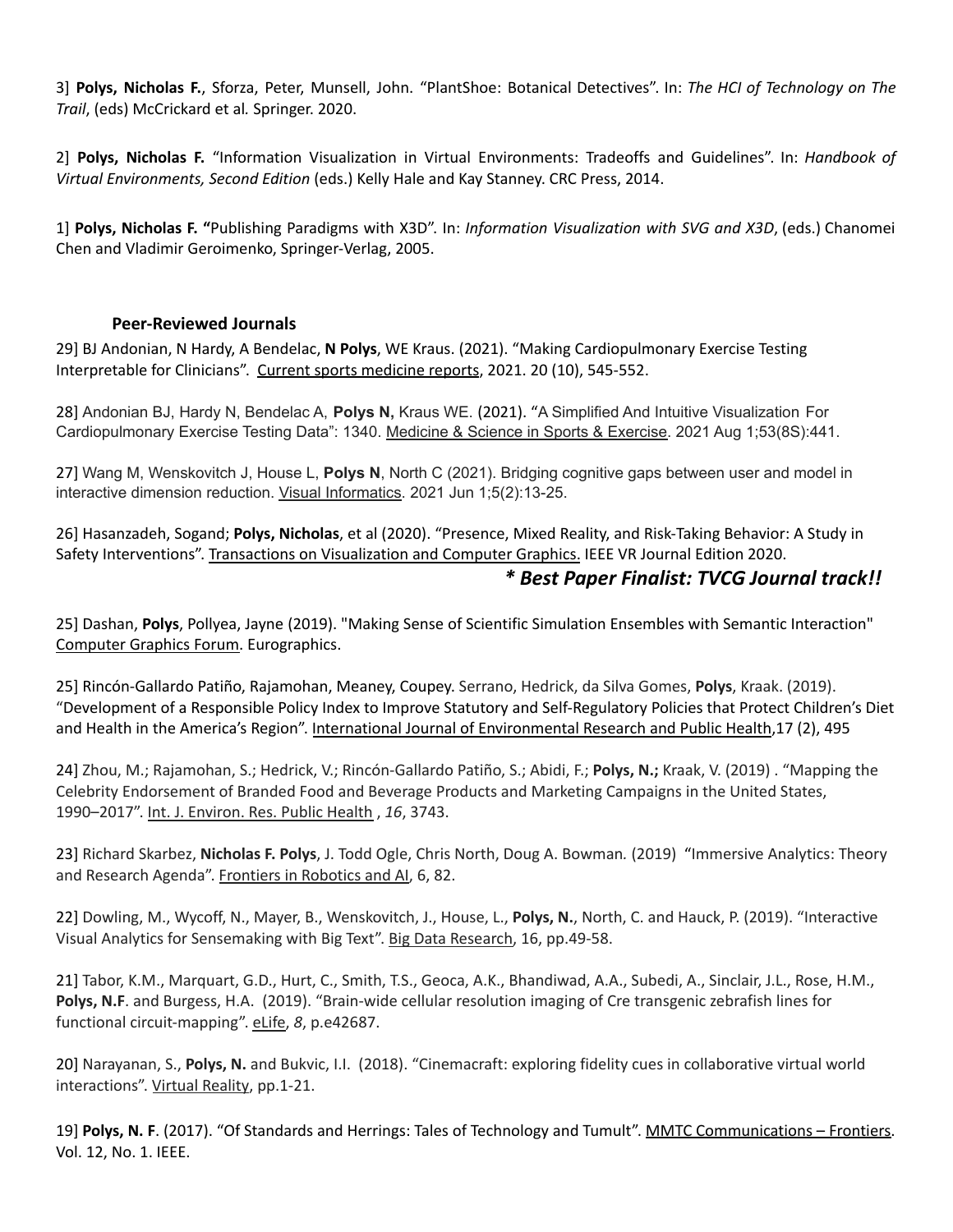3] **Polys, Nicholas F.**, Sforza, Peter, Munsell, John. "PlantShoe: Botanical Detectives". In: *The HCI of Technology on The Trail*, (eds) McCrickard et al*.* Springer. 2020.

2] **Polys, Nicholas F.** "Information Visualization in Virtual Environments: Tradeoffs and Guidelines". In: *Handbook of Virtual Environments, Second Edition* (eds.) Kelly Hale and Kay Stanney. CRC Press, 2014.

1] **Polys, Nicholas F. "**Publishing Paradigms with X3D". In: *Information Visualization with SVG and X3D*, (eds.) Chanomei Chen and Vladimir Geroimenko, Springer-Verlag, 2005.

### Peer-Reviewed Journals

29] BJ Andonian, N Hardy, A Bendelac, **N Polys**, WE Kraus. (2021). "Making Cardiopulmonary Exercise Testing Interpretable for Clinicians". Current sports medicine reports, 2021. 20 (10), 545-552.

28] Andonian BJ, Hardy N, Bendelac A, **Polys N,** Kraus WE. (2021). "A Simplified And Intuitive Visualization For Cardiopulmonary Exercise Testing Data": 1340. Medicine & Science in Sports & Exercise. 2021 Aug 1;53(8S):441.

27] Wang M, Wenskovitch J, House L, **Polys N**, North C (2021). Bridging cognitive gaps between user and model in interactive dimension reduction. Visual Informatics. 2021 Jun 1;5(2):13-25.

26] Hasanzadeh, Sogand; **Polys, Nicholas**, et al (2020). "Presence, Mixed Reality, and Risk-Taking Behavior: A Study in Safety Interventions". Transactions on Visualization and Computer Graphics. IEEE VR Journal Edition 2020.

***\* Best Paper Finalist: TVCG Journal track!!***

25] Dashan, **Polys**, Pollyea, Jayne (2019). "Making Sense of Scientific Simulation Ensembles with Semantic Interaction" Computer Graphics Forum*.* Eurographics.

25] Rincón-Gallardo Patiño, Rajamohan, Meaney, Coupey. Serrano, Hedrick, da Silva Gomes, **Polys**, Kraak. (2019). "Development of a Responsible Policy Index to Improve Statutory and Self-Regulatory Policies that Protect Children's Diet and Health in the America's Region". International Journal of Environmental Research and Public Health,17 (2), 495

24] Zhou, M.; Rajamohan, S.; Hedrick, V.; Rincón-Gallardo Patiño, S.; Abidi, F.; **Polys, N.;** Kraak, V. (2019) . "Mapping the Celebrity Endorsement of Branded Food and Beverage Products and Marketing Campaigns in the United States, 1990–2017". Int. J. Environ. Res. Public Health , *16*, 3743.

23] Richard Skarbez, **Nicholas F. Polys**, J. Todd Ogle, Chris North, Doug A. Bowman*.* (2019) "Immersive Analytics: Theory and Research Agenda". Frontiers in Robotics and AI, 6, 82.

22] Dowling, M., Wycoff, N., Mayer, B., Wenskovitch, J., House, L., **Polys, N.**, North, C. and Hauck, P. (2019). "Interactive Visual Analytics for Sensemaking with Big Text". Big Data Research, 16, pp.49-58.

21] Tabor, K.M., Marquart, G.D., Hurt, C., Smith, T.S., Geoca, A.K., Bhandiwad, A.A., Subedi, A., Sinclair, J.L., Rose, H.M., **Polys, N.F**. and Burgess, H.A. (2019). "Brain-wide cellular resolution imaging of Cre transgenic zebrafish lines for functional circuit-mapping". eLife, *8*, p.e42687.

20] Narayanan, S., **Polys, N.** and Bukvic, I.I. (2018). "Cinemacraft: exploring fidelity cues in collaborative virtual world interactions". Virtual Reality, pp.1-21.

19] **Polys, N. F**. (2017). "Of Standards and Herrings: Tales of Technology and Tumult". MMTC Communications – Frontiers. Vol. 12, No. 1. IEEE.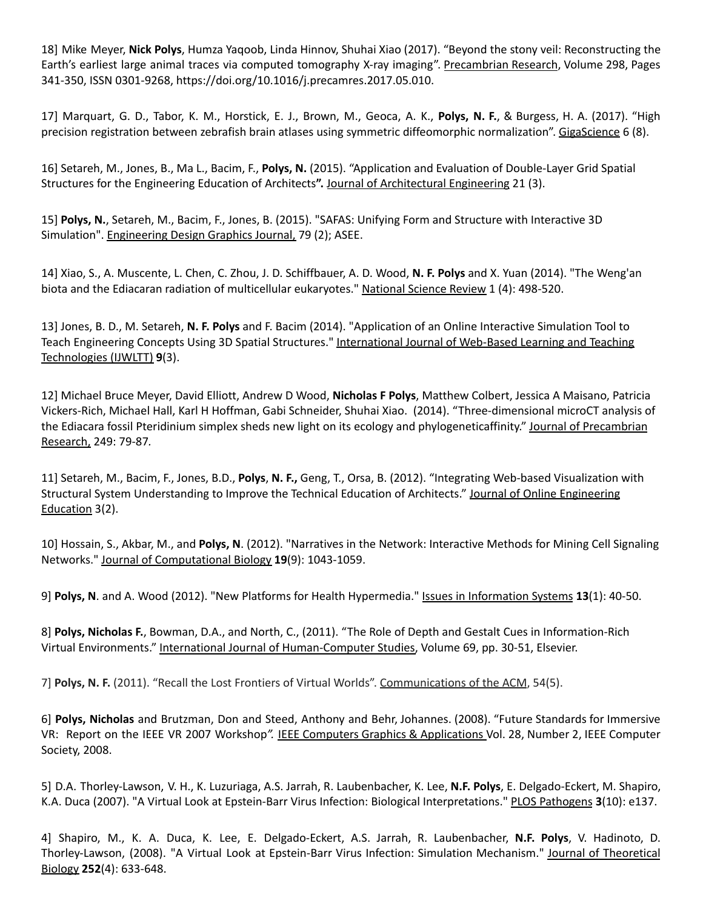18] Mike Meyer, **Nick Polys**, Humza Yaqoob, Linda Hinnov, Shuhai Xiao (2017). "Beyond the stony veil: Reconstructing the Earth's earliest large animal traces via computed tomography X-ray imaging". Precambrian Research, Volume 298, Pages 341-350, ISSN 0301-9268, https://doi.org/10.1016/j.precamres.2017.05.010.

17] Marquart, G. D., Tabor, K. M., Horstick, E. J., Brown, M., Geoca, A. K., **Polys, N. F.**, & Burgess, H. A. (2017). "High precision registration between zebrafish brain atlases using symmetric diffeomorphic normalization". GigaScience 6 (8).

16] Setareh, M., Jones, B., Ma L., Bacim, F., **Polys, N.** (2015). "Application and Evaluation of Double-Layer Grid Spatial Structures for the Engineering Education of Architects**".** Journal of Architectural Engineering 21 (3).

15] **Polys, N.**, Setareh, M., Bacim, F., Jones, B. (2015). "SAFAS: Unifying Form and Structure with Interactive 3D Simulation". Engineering Design Graphics Journal, 79 (2); ASEE.

14] Xiao, S., A. Muscente, L. Chen, C. Zhou, J. D. Schiffbauer, A. D. Wood, **N. F. Polys** and X. Yuan (2014). "The Weng'an biota and the Ediacaran radiation of multicellular eukaryotes." National Science Review 1 (4): 498-520.

13] Jones, B. D., M. Setareh, **N. F. Polys** and F. Bacim (2014). "Application of an Online Interactive Simulation Tool to Teach Engineering Concepts Using 3D Spatial Structures." International Journal of Web-Based Learning and Teaching Technologies (IJWLTT) **9**(3).

12] Michael Bruce Meyer, David Elliott, Andrew D Wood, **Nicholas F Polys**, Matthew Colbert, Jessica A Maisano, Patricia Vickers-Rich, Michael Hall, Karl H Hoffman, Gabi Schneider, Shuhai Xiao. (2014). "Three-dimensional microCT analysis of the Ediacara fossil Pteridinium simplex sheds new light on its ecology and phylogeneticaffinity." Journal of Precambrian Research, 249: 79-87.

11] Setareh, M., Bacim, F., Jones, B.D., **Polys**, **N. F.,** Geng, T., Orsa, B. (2012). "Integrating Web-based Visualization with Structural System Understanding to Improve the Technical Education of Architects." Journal of Online Engineering Education 3(2).

10] Hossain, S., Akbar, M., and **Polys, N**. (2012). "Narratives in the Network: Interactive Methods for Mining Cell Signaling Networks." Journal of Computational Biology **19**(9): 1043-1059.

9] **Polys, N**. and A. Wood (2012). "New Platforms for Health Hypermedia." Issues in Information Systems **13**(1): 40-50.

8] **Polys, Nicholas F.**, Bowman, D.A., and North, C., (2011). "The Role of Depth and Gestalt Cues in Information-Rich Virtual Environments." International Journal of Human-Computer Studies, Volume 69, pp. 30-51, Elsevier.

7] **Polys, N. F.** (2011). "Recall the Lost Frontiers of Virtual Worlds". Communications of the ACM, 54(5).

6] **Polys, Nicholas** and Brutzman, Don and Steed, Anthony and Behr, Johannes. (2008). "Future Standards for Immersive VR: Report on the IEEE VR 2007 Workshop*".* IEEE Computers Graphics & Applications Vol. 28, Number 2, IEEE Computer Society, 2008.

5] D.A. Thorley-Lawson, V. H., K. Luzuriaga, A.S. Jarrah, R. Laubenbacher, K. Lee, **N.F. Polys**, E. Delgado-Eckert, M. Shapiro, K.A. Duca (2007). "A Virtual Look at Epstein-Barr Virus Infection: Biological Interpretations." PLOS Pathogens **3**(10): e137.

4] Shapiro, M., K. A. Duca, K. Lee, E. Delgado-Eckert, A.S. Jarrah, R. Laubenbacher, **N.F. Polys**, V. Hadinoto, D. Thorley-Lawson, (2008). "A Virtual Look at Epstein-Barr Virus Infection: Simulation Mechanism." Journal of Theoretical Biology **252**(4): 633-648.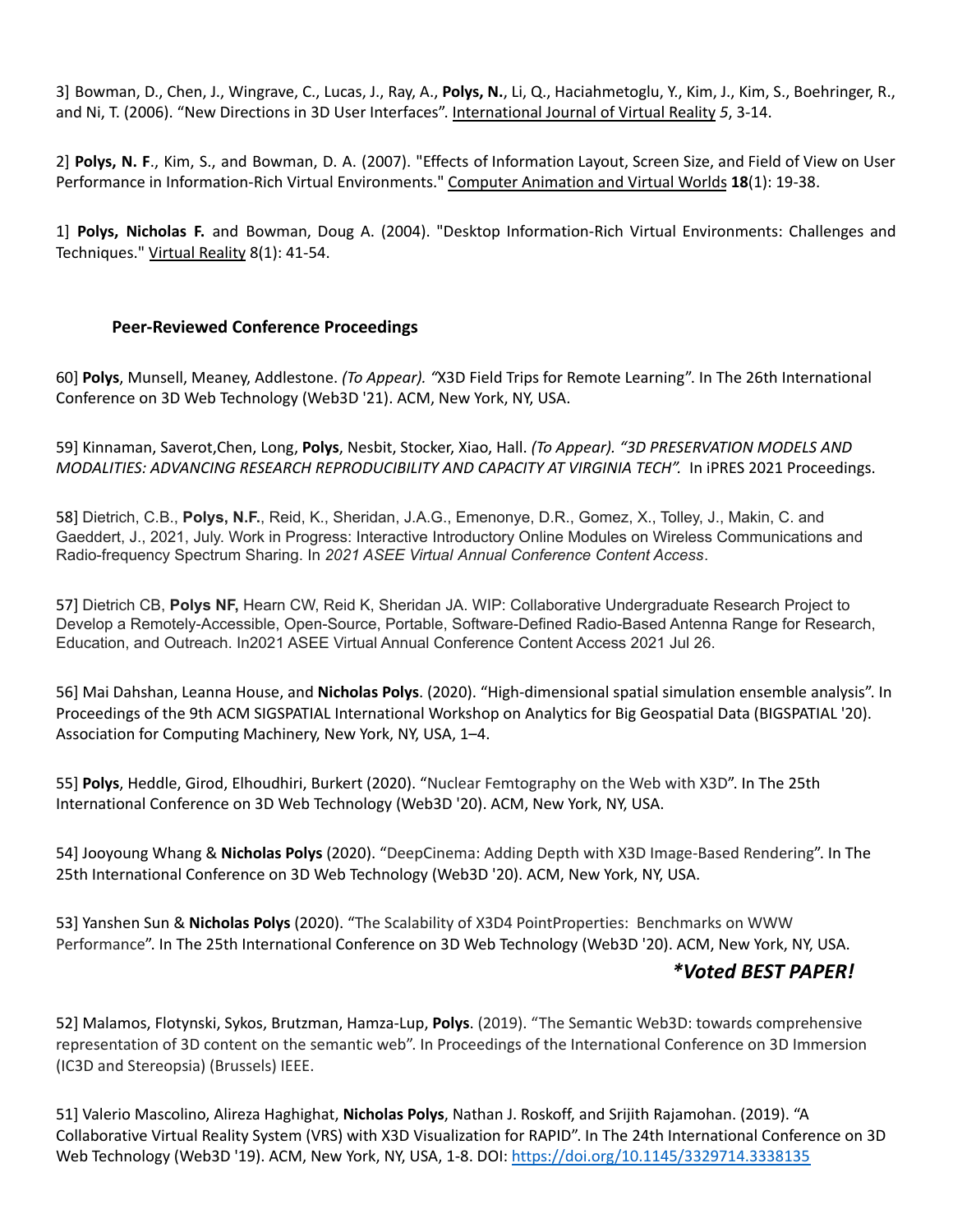3] Bowman, D., Chen, J., Wingrave, C., Lucas, J., Ray, A., **Polys, N.**, Li, Q., Haciahmetoglu, Y., Kim, J., Kim, S., Boehringer, R., and Ni, T. (2006). "New Directions in 3D User Interfaces". International Journal of Virtual Reality *5*, 3-14.

2] **Polys, N. F**., Kim, S., and Bowman, D. A. (2007). "Effects of Information Layout, Screen Size, and Field of View on User Performance in Information-Rich Virtual Environments." Computer Animation and Virtual Worlds **18**(1): 19-38.

1] **Polys, Nicholas F.** and Bowman, Doug A. (2004). "Desktop Information-Rich Virtual Environments: Challenges and Techniques." Virtual Reality 8(1): 41-54.

### Peer-Reviewed Conference Proceedings

60] **Polys**, Munsell, Meaney, Addlestone. *(To Appear). "*X3D Field Trips for Remote Learning". In The 26th International Conference on 3D Web Technology (Web3D '21). ACM, New York, NY, USA.

59] Kinnaman, Saverot,Chen, Long, **Polys**, Nesbit, Stocker, Xiao, Hall. *(To Appear). "3D PRESERVATION MODELS AND MODALITIES: ADVANCING RESEARCH REPRODUCIBILITY AND CAPACITY AT VIRGINIA TECH".* In iPRES 2021 Proceedings.

58] Dietrich, C.B., **Polys, N.F.**, Reid, K., Sheridan, J.A.G., Emenonye, D.R., Gomez, X., Tolley, J., Makin, C. and Gaeddert, J., 2021, July. Work in Progress: Interactive Introductory Online Modules on Wireless Communications and Radio-frequency Spectrum Sharing. In *2021 ASEE Virtual Annual Conference Content Access*.

57] Dietrich CB, **Polys NF,** Hearn CW, Reid K, Sheridan JA. WIP: Collaborative Undergraduate Research Project to Develop a Remotely-Accessible, Open-Source, Portable, Software-Defined Radio-Based Antenna Range for Research, Education, and Outreach. In2021 ASEE Virtual Annual Conference Content Access 2021 Jul 26.

56] Mai Dahshan, Leanna House, and **Nicholas Polys**. (2020). "High-dimensional spatial simulation ensemble analysis". In Proceedings of the 9th ACM SIGSPATIAL International Workshop on Analytics for Big Geospatial Data (BIGSPATIAL '20). Association for Computing Machinery, New York, NY, USA, 1–4.

55] **Polys**, Heddle, Girod, Elhoudhiri, Burkert (2020). "Nuclear Femtography on the Web with X3D". In The 25th International Conference on 3D Web Technology (Web3D '20). ACM, New York, NY, USA.

54] Jooyoung Whang & **Nicholas Polys** (2020). "DeepCinema: Adding Depth with X3D Image-Based Rendering". In The 25th International Conference on 3D Web Technology (Web3D '20). ACM, New York, NY, USA.

53] Yanshen Sun & **Nicholas Polys** (2020). "The Scalability of X3D4 PointProperties: Benchmarks on WWW Performance". In The 25th International Conference on 3D Web Technology (Web3D '20). ACM, New York, NY, USA.

***Voted BEST PAPER!***

52] Malamos, Flotynski, Sykos, Brutzman, Hamza-Lup, **Polys**. (2019). "The Semantic Web3D: towards comprehensive representation of 3D content on the semantic web". In Proceedings of the International Conference on 3D Immersion (IC3D and Stereopsia) (Brussels) IEEE.

51] Valerio Mascolino, Alireza Haghighat, **Nicholas Polys**, Nathan J. Roskoff, and Srijith Rajamohan. (2019). "A Collaborative Virtual Reality System (VRS) with X3D Visualization for RAPID". In The 24th International Conference on 3D Web Technology (Web3D '19). ACM, New York, NY, USA, 1-8. DOI: https://doi.org/10.1145/3329714.3338135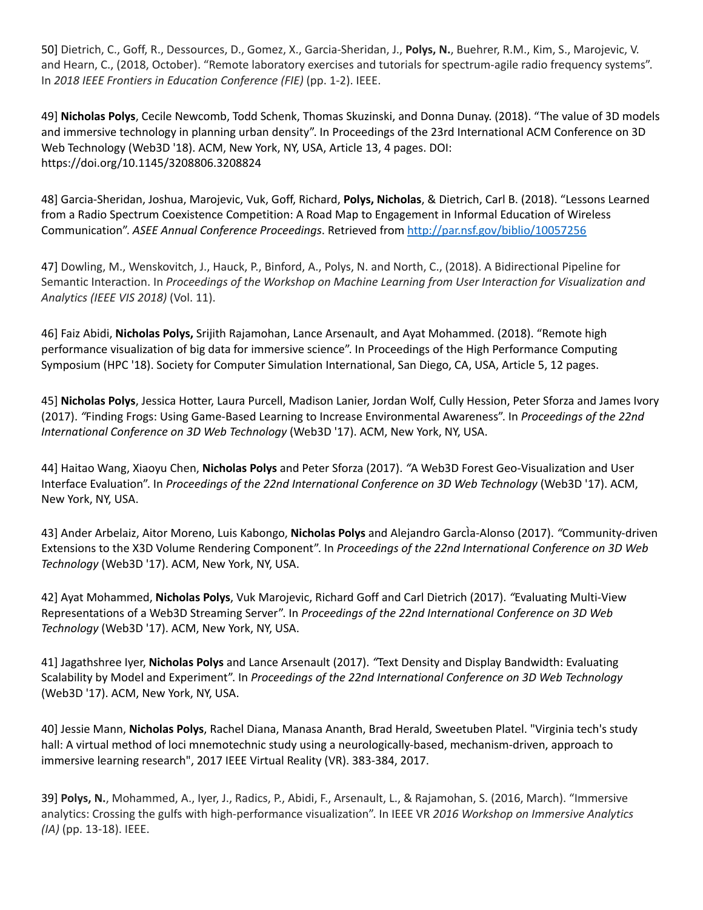50] Dietrich, C., Goff, R., Dessources, D., Gomez, X., Garcia-Sheridan, J., **Polys, N.**, Buehrer, R.M., Kim, S., Marojevic, V. and Hearn, C., (2018, October). "Remote laboratory exercises and tutorials for spectrum-agile radio frequency systems". In *2018 IEEE Frontiers in Education Conference (FIE)* (pp. 1-2). IEEE.

49] **Nicholas Polys**, Cecile Newcomb, Todd Schenk, Thomas Skuzinski, and Donna Dunay. (2018). "The value of 3D models and immersive technology in planning urban density". In Proceedings of the 23rd International ACM Conference on 3D Web Technology (Web3D '18). ACM, New York, NY, USA, Article 13, 4 pages. DOI: https://doi.org/10.1145/3208806.3208824

48] Garcia-Sheridan, Joshua, Marojevic, Vuk, Goff, Richard, **Polys, Nicholas**, & Dietrich, Carl B. (2018). "Lessons Learned from a Radio Spectrum Coexistence Competition: A Road Map to Engagement in Informal Education of Wireless Communication". *ASEE Annual Conference Proceedings*. Retrieved from http://par.nsf.gov/biblio/10057256

47] Dowling, M., Wenskovitch, J., Hauck, P., Binford, A., Polys, N. and North, C., (2018). A Bidirectional Pipeline for Semantic Interaction. In *Proceedings of the Workshop on Machine Learning from User Interaction for Visualization and Analytics (IEEE VIS 2018)* (Vol. 11).

46] Faiz Abidi, **Nicholas Polys,** Srijith Rajamohan, Lance Arsenault, and Ayat Mohammed. (2018). "Remote high performance visualization of big data for immersive science". In Proceedings of the High Performance Computing Symposium (HPC '18). Society for Computer Simulation International, San Diego, CA, USA, Article 5, 12 pages.

45] **Nicholas Polys**, Jessica Hotter, Laura Purcell, Madison Lanier, Jordan Wolf, Cully Hession, Peter Sforza and James Ivory (2017). "Finding Frogs: Using Game-Based Learning to Increase Environmental Awareness". In *Proceedings of the 22nd International Conference on 3D Web Technology* (Web3D '17). ACM, New York, NY, USA.

44] Haitao Wang, Xiaoyu Chen, **Nicholas Polys** and Peter Sforza (2017). "A Web3D Forest Geo-Visualization and User Interface Evaluation". In *Proceedings of the 22nd International Conference on 3D Web Technology* (Web3D '17). ACM, New York, NY, USA.

43] Ander Arbelaiz, Aitor Moreno, Luis Kabongo, **Nicholas Polys** and Alejandro Garcìa-Alonso (2017). "Community-driven Extensions to the X3D Volume Rendering Component". In *Proceedings of the 22nd International Conference on 3D Web Technology* (Web3D '17). ACM, New York, NY, USA.

42] Ayat Mohammed, **Nicholas Polys**, Vuk Marojevic, Richard Goff and Carl Dietrich (2017). "Evaluating Multi-View Representations of a Web3D Streaming Server". In *Proceedings of the 22nd International Conference on 3D Web Technology* (Web3D '17). ACM, New York, NY, USA.

41] Jagathshree Iyer, **Nicholas Polys** and Lance Arsenault (2017). "Text Density and Display Bandwidth: Evaluating Scalability by Model and Experiment". In *Proceedings of the 22nd International Conference on 3D Web Technology* (Web3D '17). ACM, New York, NY, USA.

40] Jessie Mann, **Nicholas Polys**, Rachel Diana, Manasa Ananth, Brad Herald, Sweetuben Platel. "Virginia tech's study hall: A virtual method of loci mnemotechnic study using a neurologically-based, mechanism-driven, approach to immersive learning research", 2017 IEEE Virtual Reality (VR). 383-384, 2017.

39] **Polys, N.**, Mohammed, A., Iyer, J., Radics, P., Abidi, F., Arsenault, L., & Rajamohan, S. (2016, March). "Immersive analytics: Crossing the gulfs with high-performance visualization". In IEEE VR *2016 Workshop on Immersive Analytics (IA)* (pp. 13-18). IEEE.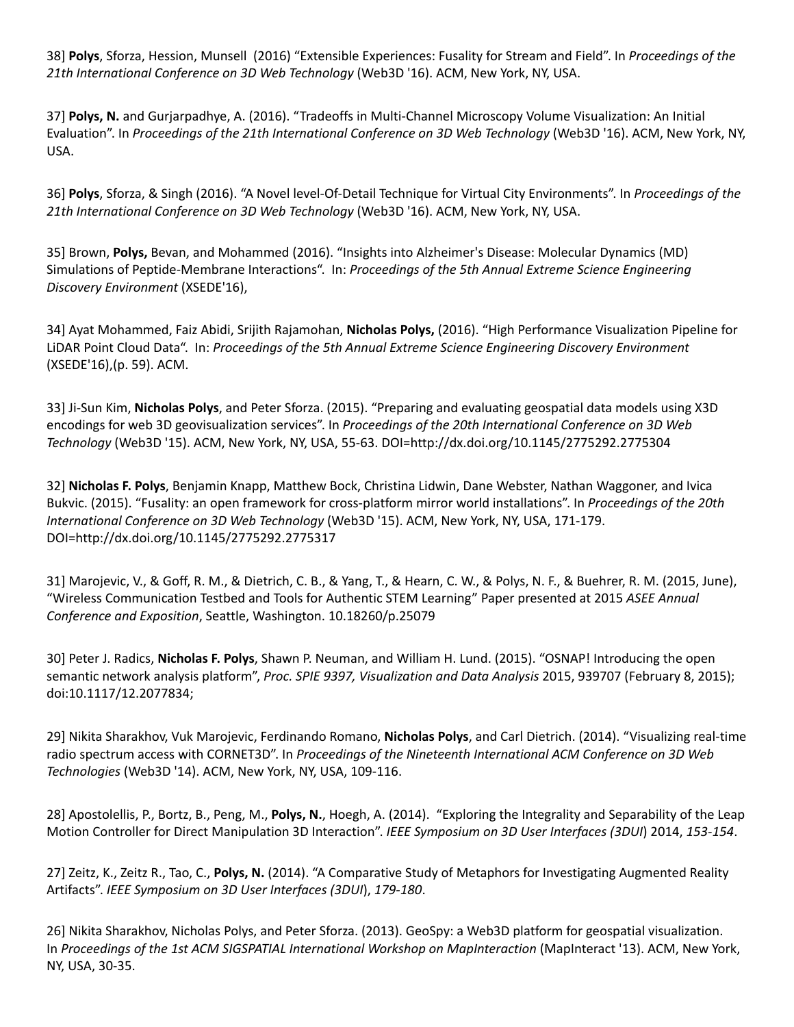38] **Polys**, Sforza, Hession, Munsell (2016) "Extensible Experiences: Fusality for Stream and Field". In *Proceedings of the 21th International Conference on 3D Web Technology* (Web3D '16). ACM, New York, NY, USA.

37] **Polys, N.** and Gurjarpadhye, A. (2016). "Tradeoffs in Multi-Channel Microscopy Volume Visualization: An Initial Evaluation". In *Proceedings of the 21th International Conference on 3D Web Technology* (Web3D '16). ACM, New York, NY, USA.

36] **Polys**, Sforza, & Singh (2016). "A Novel level-Of-Detail Technique for Virtual City Environments". In *Proceedings of the 21th International Conference on 3D Web Technology* (Web3D '16). ACM, New York, NY, USA.

35] Brown, **Polys,** Bevan, and Mohammed (2016). "Insights into Alzheimer's Disease: Molecular Dynamics (MD) Simulations of Peptide-Membrane Interactions". In: *Proceedings of the 5th Annual Extreme Science Engineering Discovery Environment* (XSEDE'16),

34] Ayat Mohammed, Faiz Abidi, Srijith Rajamohan, **Nicholas Polys,** (2016). "High Performance Visualization Pipeline for LiDAR Point Cloud Data". In: *Proceedings of the 5th Annual Extreme Science Engineering Discovery Environment* (XSEDE'16),(p. 59). ACM.

33] Ji-Sun Kim, **Nicholas Polys**, and Peter Sforza. (2015). "Preparing and evaluating geospatial data models using X3D encodings for web 3D geovisualization services". In *Proceedings of the 20th International Conference on 3D Web Technology* (Web3D '15). ACM, New York, NY, USA, 55-63. DOI=http://dx.doi.org/10.1145/2775292.2775304

32] **Nicholas F. Polys**, Benjamin Knapp, Matthew Bock, Christina Lidwin, Dane Webster, Nathan Waggoner, and Ivica Bukvic. (2015). "Fusality: an open framework for cross-platform mirror world installations". In *Proceedings of the 20th International Conference on 3D Web Technology* (Web3D '15). ACM, New York, NY, USA, 171-179. DOI=http://dx.doi.org/10.1145/2775292.2775317

31] Marojevic, V., & Goff, R. M., & Dietrich, C. B., & Yang, T., & Hearn, C. W., & Polys, N. F., & Buehrer, R. M. (2015, June), "Wireless Communication Testbed and Tools for Authentic STEM Learning" Paper presented at 2015 *ASEE Annual Conference and Exposition*, Seattle, Washington. 10.18260/p.25079

30] Peter J. Radics, **Nicholas F. Polys**, Shawn P. Neuman, and William H. Lund. (2015). "OSNAP! Introducing the open semantic network analysis platform", *Proc. SPIE 9397, Visualization and Data Analysis* 2015, 939707 (February 8, 2015); doi:10.1117/12.2077834;

29] Nikita Sharakhov, Vuk Marojevic, Ferdinando Romano, **Nicholas Polys**, and Carl Dietrich. (2014). "Visualizing real-time radio spectrum access with CORNET3D". In *Proceedings of the Nineteenth International ACM Conference on 3D Web Technologies* (Web3D '14). ACM, New York, NY, USA, 109-116.

28] Apostolellis, P., Bortz, B., Peng, M., **Polys, N.**, Hoegh, A. (2014). "Exploring the Integrality and Separability of the Leap Motion Controller for Direct Manipulation 3D Interaction". *IEEE Symposium on 3D User Interfaces (3DUI*) 2014, *153-154*.

27] Zeitz, K., Zeitz R., Tao, C., **Polys, N.** (2014). "A Comparative Study of Metaphors for Investigating Augmented Reality Artifacts". *IEEE Symposium on 3D User Interfaces (3DUI*), *179-180*.

26] Nikita Sharakhov, Nicholas Polys, and Peter Sforza. (2013). GeoSpy: a Web3D platform for geospatial visualization. In *Proceedings of the 1st ACM SIGSPATIAL International Workshop on MapInteraction* (MapInteract '13). ACM, New York, NY, USA, 30-35.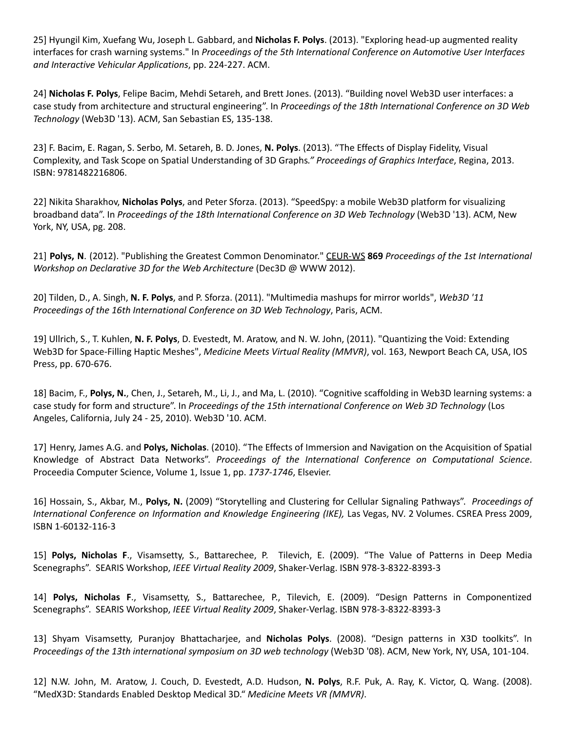25] Hyungil Kim, Xuefang Wu, Joseph L. Gabbard, and **Nicholas F. Polys**. (2013). "Exploring head-up augmented reality interfaces for crash warning systems." In *Proceedings of the 5th International Conference on Automotive User Interfaces and Interactive Vehicular Applications*, pp. 224-227. ACM.

24] **Nicholas F. Polys**, Felipe Bacim, Mehdi Setareh, and Brett Jones. (2013). "Building novel Web3D user interfaces: a case study from architecture and structural engineering". In *Proceedings of the 18th International Conference on 3D Web Technology* (Web3D '13). ACM, San Sebastian ES, 135-138.

23] F. Bacim, E. Ragan, S. Serbo, M. Setareh, B. D. Jones, **N. Polys**. (2013). "The Effects of Display Fidelity, Visual Complexity, and Task Scope on Spatial Understanding of 3D Graphs*." Proceedings of Graphics Interface*, Regina, 2013. ISBN: 9781482216806.

22] Nikita Sharakhov, **Nicholas Polys**, and Peter Sforza. (2013). "SpeedSpy: a mobile Web3D platform for visualizing broadband data". In *Proceedings of the 18th International Conference on 3D Web Technology* (Web3D '13). ACM, New York, NY, USA, pg. 208.

21] **Polys, N**. (2012). "Publishing the Greatest Common Denominator." CEUR-WS **869** *Proceedings of the 1st International Workshop on Declarative 3D for the Web Architecture* (Dec3D @ WWW 2012).

20] Tilden, D., A. Singh, **N. F. Polys**, and P. Sforza. (2011). "Multimedia mashups for mirror worlds", *Web3D '11 Proceedings of the 16th International Conference on 3D Web Technology*, Paris, ACM.

19] Ullrich, S., T. Kuhlen, **N. F. Polys**, D. Evestedt, M. Aratow, and N. W. John, (2011). "Quantizing the Void: Extending Web3D for Space-Filling Haptic Meshes", *Medicine Meets Virtual Reality (MMVR)*, vol. 163, Newport Beach CA, USA, IOS Press, pp. 670-676.

18] Bacim, F., **Polys, N.**, Chen, J., Setareh, M., Li, J., and Ma, L. (2010). "Cognitive scaffolding in Web3D learning systems: a case study for form and structure". In *Proceedings of the 15th international Conference on Web 3D Technology* (Los Angeles, California, July 24 - 25, 2010). Web3D '10. ACM.

17] Henry, James A.G. and **Polys, Nicholas**. (2010). "The Effects of Immersion and Navigation on the Acquisition of Spatial Knowledge of Abstract Data Networks". *Proceedings of the International Conference on Computational Science*. Proceedia Computer Science, Volume 1, Issue 1, pp. *1737-1746*, Elsevier.

16] Hossain, S., Akbar, M., **Polys, N.** (2009) "Storytelling and Clustering for Cellular Signaling Pathways". *Proceedings of International Conference on Information and Knowledge Engineering (IKE),* Las Vegas, NV. 2 Volumes. CSREA Press 2009, ISBN 1-60132-116-3

15] **Polys, Nicholas F**., Visamsetty, S., Battarechee, P. Tilevich, E. (2009). "The Value of Patterns in Deep Media Scenegraphs". SEARIS Workshop, *IEEE Virtual Reality 2009*, Shaker-Verlag. ISBN 978-3-8322-8393-3

14] **Polys, Nicholas F**., Visamsetty, S., Battarechee, P., Tilevich, E. (2009). "Design Patterns in Componentized Scenegraphs". SEARIS Workshop, *IEEE Virtual Reality 2009*, Shaker-Verlag. ISBN 978-3-8322-8393-3

13] Shyam Visamsetty, Puranjoy Bhattacharjee, and **Nicholas Polys**. (2008). "Design patterns in X3D toolkits". In *Proceedings of the 13th international symposium on 3D web technology* (Web3D '08). ACM, New York, NY, USA, 101-104.

12] N.W. John, M. Aratow, J. Couch, D. Evestedt, A.D. Hudson, **N. Polys**, R.F. Puk, A. Ray, K. Victor, Q. Wang. (2008). "MedX3D: Standards Enabled Desktop Medical 3D." *Medicine Meets VR (MMVR).*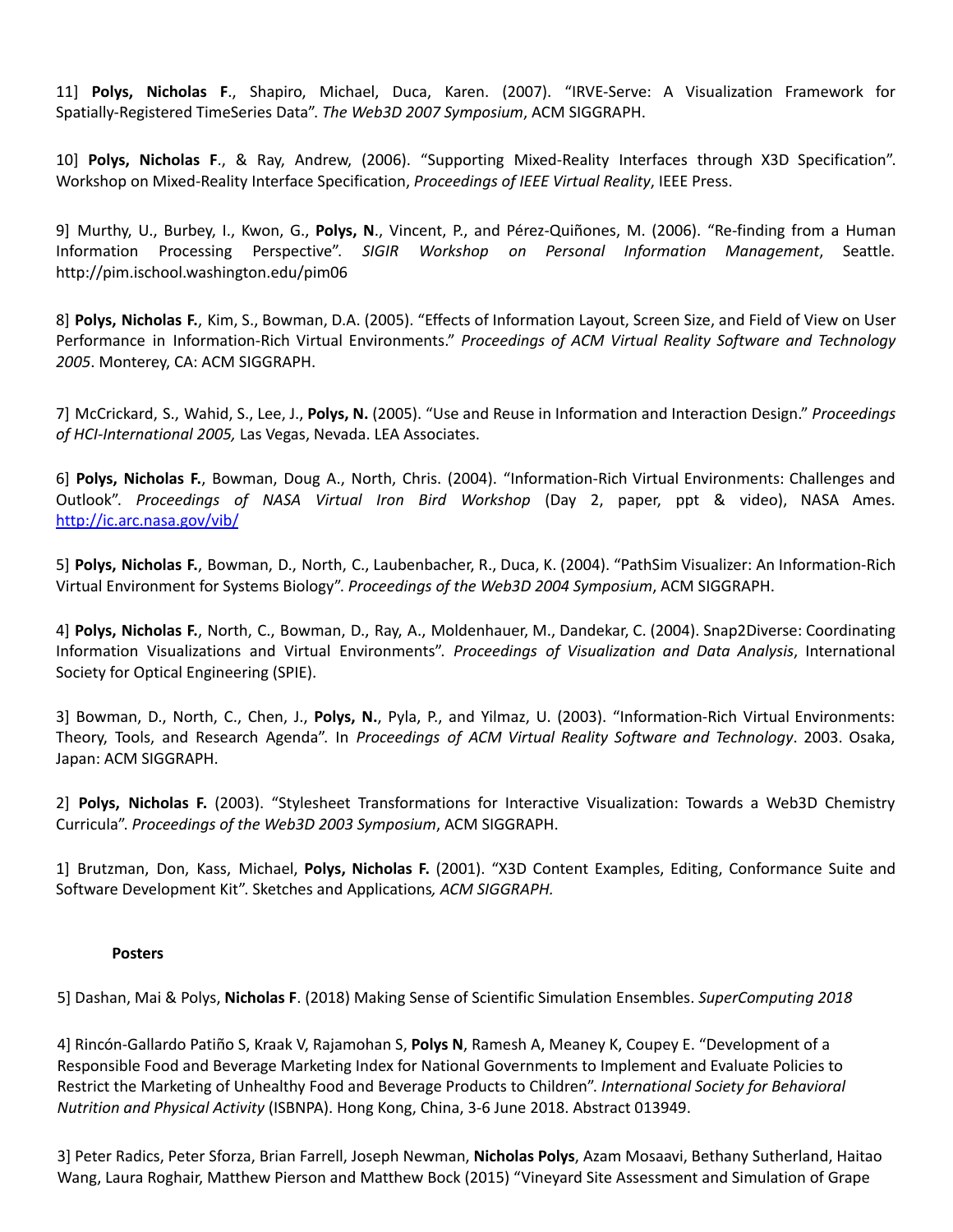11] **Polys, Nicholas F**., Shapiro, Michael, Duca, Karen. (2007). "IRVE-Serve: A Visualization Framework for Spatially-Registered TimeSeries Data". *The Web3D 2007 Symposium*, ACM SIGGRAPH.

10] **Polys, Nicholas F**., & Ray, Andrew, (2006). "Supporting Mixed-Reality Interfaces through X3D Specification". Workshop on Mixed-Reality Interface Specification, *Proceedings of IEEE Virtual Reality*, IEEE Press.

9] Murthy, U., Burbey, I., Kwon, G., **Polys, N**., Vincent, P., and Pérez-Quiñones, M. (2006). "Re-finding from a Human Information Processing Perspective". *SIGIR Workshop on Personal Information Management*, Seattle. http://pim.ischool.washington.edu/pim06

8] **Polys, Nicholas F.**, Kim, S., Bowman, D.A. (2005). "Effects of Information Layout, Screen Size, and Field of View on User Performance in Information-Rich Virtual Environments." *Proceedings of ACM Virtual Reality Software and Technology 2005*. Monterey, CA: ACM SIGGRAPH.

7] McCrickard, S., Wahid, S., Lee, J., **Polys, N.** (2005). "Use and Reuse in Information and Interaction Design." *Proceedings of HCI-International 2005,* Las Vegas, Nevada. LEA Associates.

6] **Polys, Nicholas F.**, Bowman, Doug A., North, Chris. (2004). "Information-Rich Virtual Environments: Challenges and Outlook". *Proceedings of NASA Virtual Iron Bird Workshop* (Day 2, paper, ppt & video), NASA Ames. http://ic.arc.nasa.gov/vib/

5] **Polys, Nicholas F.**, Bowman, D., North, C., Laubenbacher, R., Duca, K. (2004). "PathSim Visualizer: An Information-Rich Virtual Environment for Systems Biology". *Proceedings of the Web3D 2004 Symposium*, ACM SIGGRAPH.

4] **Polys, Nicholas F.**, North, C., Bowman, D., Ray, A., Moldenhauer, M., Dandekar, C. (2004). Snap2Diverse: Coordinating Information Visualizations and Virtual Environments". *Proceedings of Visualization and Data Analysis*, International Society for Optical Engineering (SPIE).

3] Bowman, D., North, C., Chen, J., **Polys, N.**, Pyla, P., and Yilmaz, U. (2003). "Information-Rich Virtual Environments: Theory, Tools, and Research Agenda". In *Proceedings of ACM Virtual Reality Software and Technology*. 2003. Osaka, Japan: ACM SIGGRAPH.

2] **Polys, Nicholas F.** (2003). "Stylesheet Transformations for Interactive Visualization: Towards a Web3D Chemistry Curricula". *Proceedings of the Web3D 2003 Symposium*, ACM SIGGRAPH.

1] Brutzman, Don, Kass, Michael, **Polys, Nicholas F.** (2001). "X3D Content Examples, Editing, Conformance Suite and Software Development Kit". Sketches and Applications*, ACM SIGGRAPH.*

**Posters**

5] Dashan, Mai & Polys, **Nicholas F**. (2018) Making Sense of Scientific Simulation Ensembles. *SuperComputing 2018*

4] Rincón-Gallardo Patiño S, Kraak V, Rajamohan S, **Polys N**, Ramesh A, Meaney K, Coupey E. "Development of a Responsible Food and Beverage Marketing Index for National Governments to Implement and Evaluate Policies to Restrict the Marketing of Unhealthy Food and Beverage Products to Children". *International Society for Behavioral Nutrition and Physical Activity* (ISBNPA). Hong Kong, China, 3-6 June 2018. Abstract 013949.

3] Peter Radics, Peter Sforza, Brian Farrell, Joseph Newman, **Nicholas Polys**, Azam Mosaavi, Bethany Sutherland, Haitao Wang, Laura Roghair, Matthew Pierson and Matthew Bock (2015) "Vineyard Site Assessment and Simulation of Grape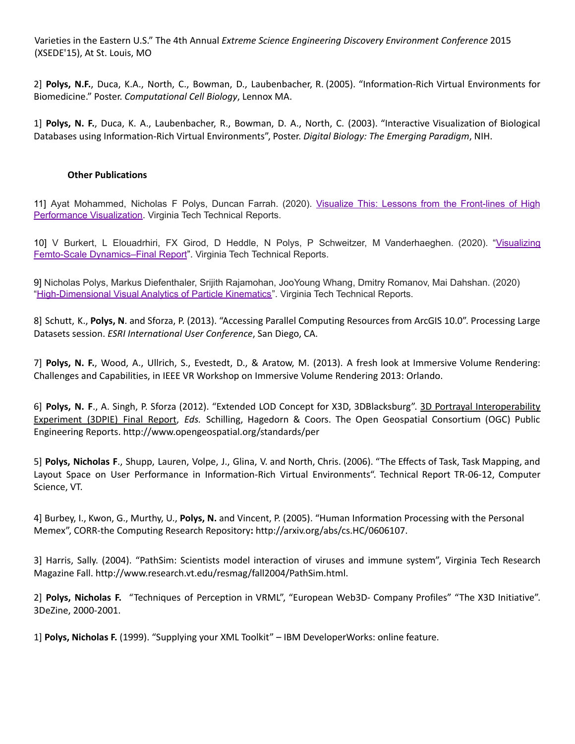Varieties in the Eastern U.S." The 4th Annual *Extreme Science Engineering Discovery Environment Conference* 2015 (XSEDE'15), At St. Louis, MO

2] **Polys, N.F.**, Duca, K.A., North, C., Bowman, D., Laubenbacher, R. (2005). "Information-Rich Virtual Environments for Biomedicine." Poster. *Computational Cell Biology*, Lennox MA.

1] **Polys, N. F.**, Duca, K. A., Laubenbacher, R., Bowman, D. A., North, C. (2003). "Interactive Visualization of Biological Databases using Information-Rich Virtual Environments", Poster. *Digital Biology: The Emerging Paradigm*, NIH.

**Other Publications**

11] Ayat Mohammed, Nicholas F Polys, Duncan Farrah. (2020). Visualize This: Lessons from the Front-lines of High Performance Visualization. Virginia Tech Technical Reports.

10] V Burkert, L Elouadrhiri, FX Girod, D Heddle, N Polys, P Schweitzer, M Vanderhaeghen. (2020). "Visualizing Femto-Scale Dynamics–Final Report". Virginia Tech Technical Reports.

9] Nicholas Polys, Markus Diefenthaler, Srijith Rajamohan, JooYoung Whang, Dmitry Romanov, Mai Dahshan. (2020) "High-Dimensional Visual Analytics of Particle Kinematics". Virginia Tech Technical Reports.

8] Schutt, K., **Polys, N**. and Sforza, P. (2013). "Accessing Parallel Computing Resources from ArcGIS 10.0". Processing Large Datasets session. *ESRI International User Conference*, San Diego, CA.

7] **Polys, N. F.**, Wood, A., Ullrich, S., Evestedt, D., & Aratow, M. (2013). A fresh look at Immersive Volume Rendering: Challenges and Capabilities, in IEEE VR Workshop on Immersive Volume Rendering 2013: Orlando.

6] **Polys, N. F**., A. Singh, P. Sforza (2012). "Extended LOD Concept for X3D, 3DBlacksburg". 3D Portrayal Interoperability Experiment (3DPIE) Final Report, *Eds.* Schilling, Hagedorn & Coors. The Open Geospatial Consortium (OGC) Public Engineering Reports. http://www.opengeospatial.org/standards/per

5] **Polys, Nicholas F**., Shupp, Lauren, Volpe, J., Glina, V. and North, Chris. (2006). "The Effects of Task, Task Mapping, and Layout Space on User Performance in Information-Rich Virtual Environments". Technical Report TR-06-12, Computer Science, VT.

4] Burbey, I., Kwon, G., Murthy, U., **Polys, N.** and Vincent, P. (2005). "Human Information Processing with the Personal Memex", CORR-the Computing Research Repository**:** http://arxiv.org/abs/cs.HC/0606107.

3] Harris, Sally. (2004). "PathSim: Scientists model interaction of viruses and immune system", Virginia Tech Research Magazine Fall. http://www.research.vt.edu/resmag/fall2004/PathSim.html.

2] **Polys, Nicholas F.** "Techniques of Perception in VRML", "European Web3D- Company Profiles" "The X3D Initiative". 3DeZine, 2000-2001.

1] **Polys, Nicholas F.** (1999). "Supplying your XML Toolkit" – IBM DeveloperWorks: online feature.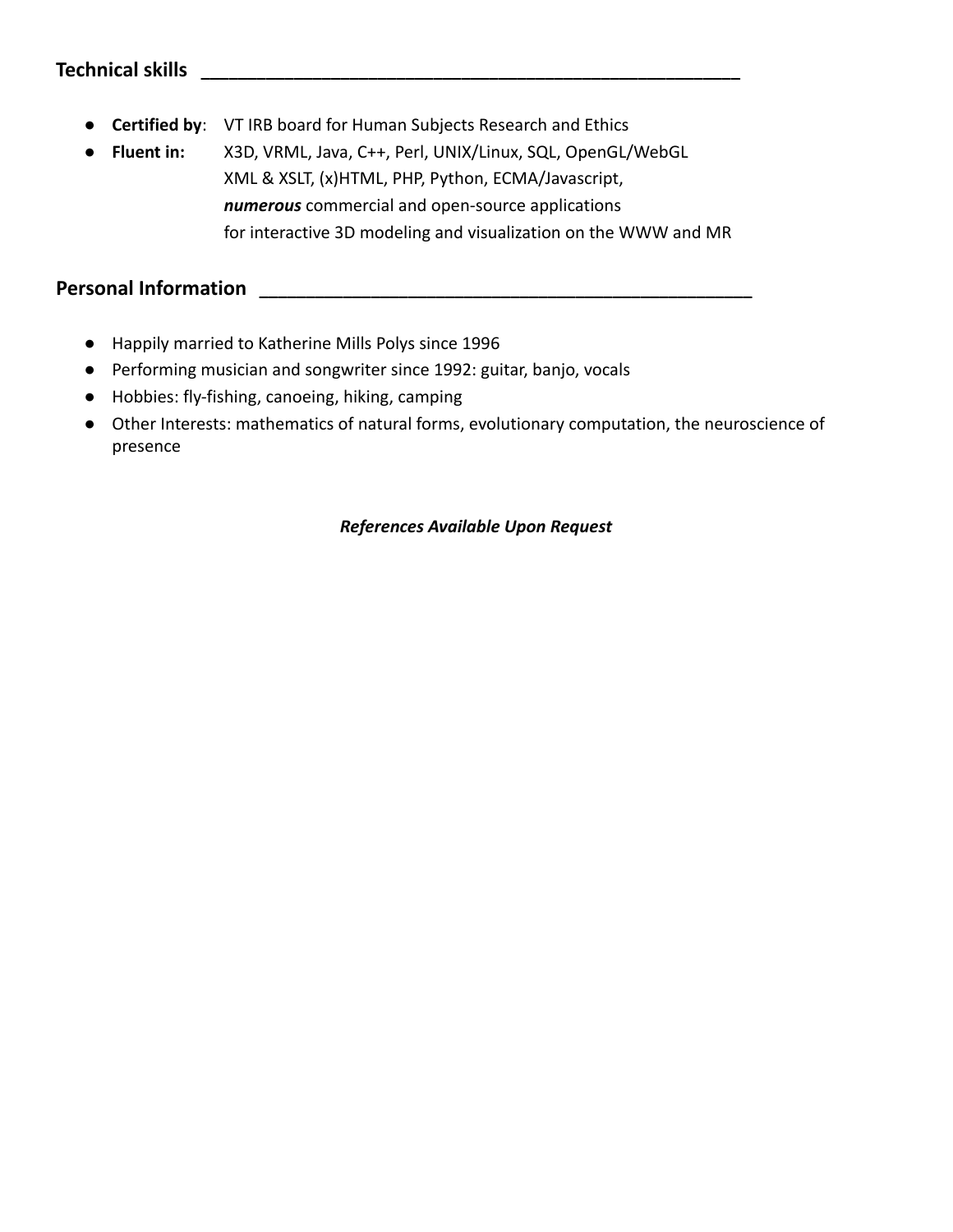## Technical skills

- **Certified by**: VT IRB board for Human Subjects Research and Ethics
- **Fluent in:** X3D, VRML, Java, C++, Perl, UNIX/Linux, SQL, OpenGL/WebGL
  XML & XSLT, (x)HTML, PHP, Python, ECMA/Javascript,
  ***numerous*** commercial and open-source applications
  for interactive 3D modeling and visualization on the WWW and MR

## Personal Information

- Happily married to Katherine Mills Polys since 1996
- Performing musician and songwriter since 1992: guitar, banjo, vocals
- Hobbies: fly-fishing, canoeing, hiking, camping
- Other Interests: mathematics of natural forms, evolutionary computation, the neuroscience of presence

***References Available Upon Request***